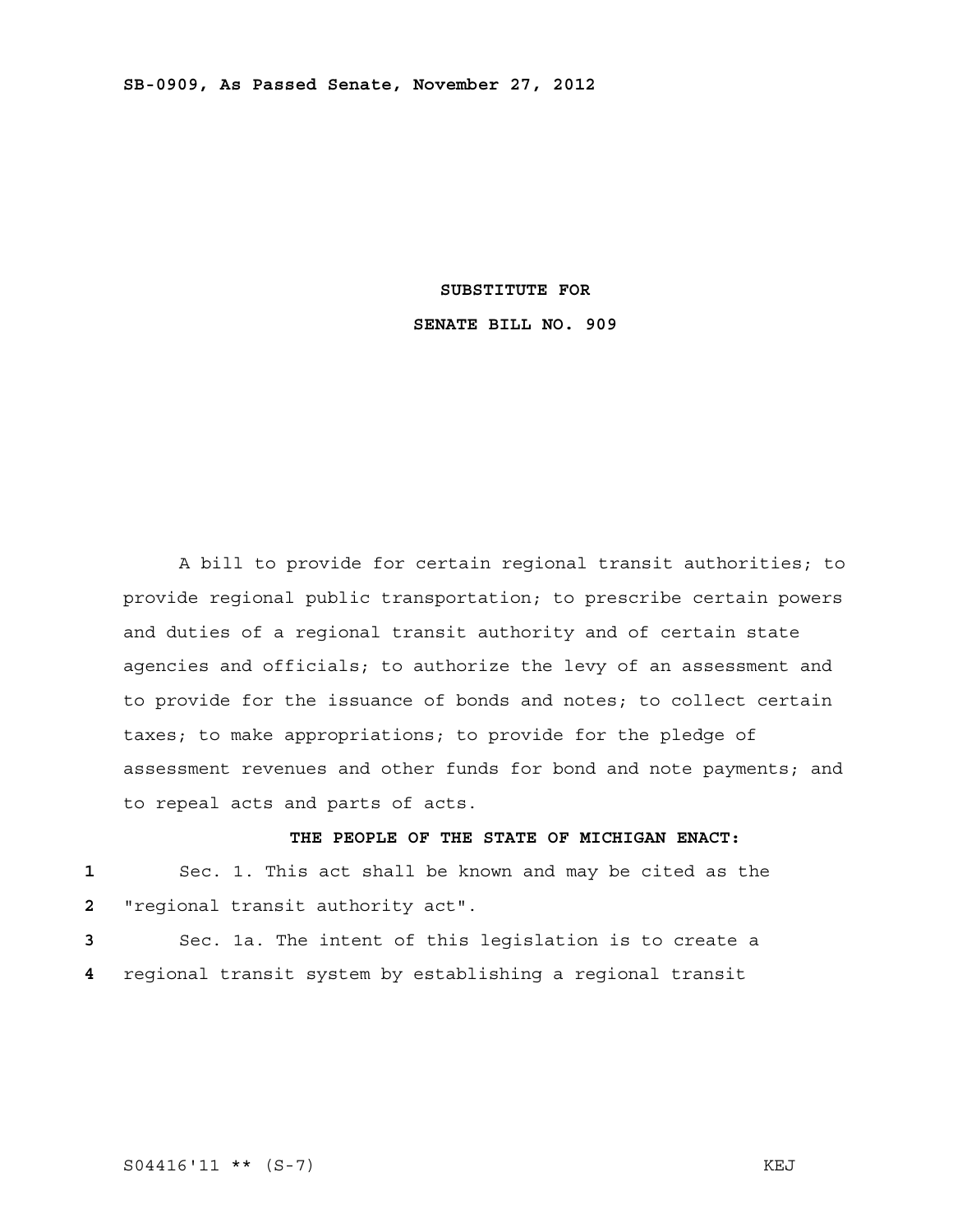**SB-0909, As Passed Senate, November 27, 2012**

**SUBSTITUTE FOR**

**SENATE BILL NO. 909**

A bill to provide for certain regional transit authorities; to provide regional public transportation; to prescribe certain powers and duties of a regional transit authority and of certain state agencies and officials; to authorize the levy of an assessment and to provide for the issuance of bonds and notes; to collect certain taxes; to make appropriations; to provide for the pledge of assessment revenues and other funds for bond and note payments; and to repeal acts and parts of acts.

**THE PEOPLE OF THE STATE OF MICHIGAN ENACT:**

1 Sec. 1. This act shall be known and may be cited as the
2 "regional transit authority act".
3 Sec. 1a. The intent of this legislation is to create a
4 regional transit system by establishing a regional transit

S04416'11 ** (S-7) KEJ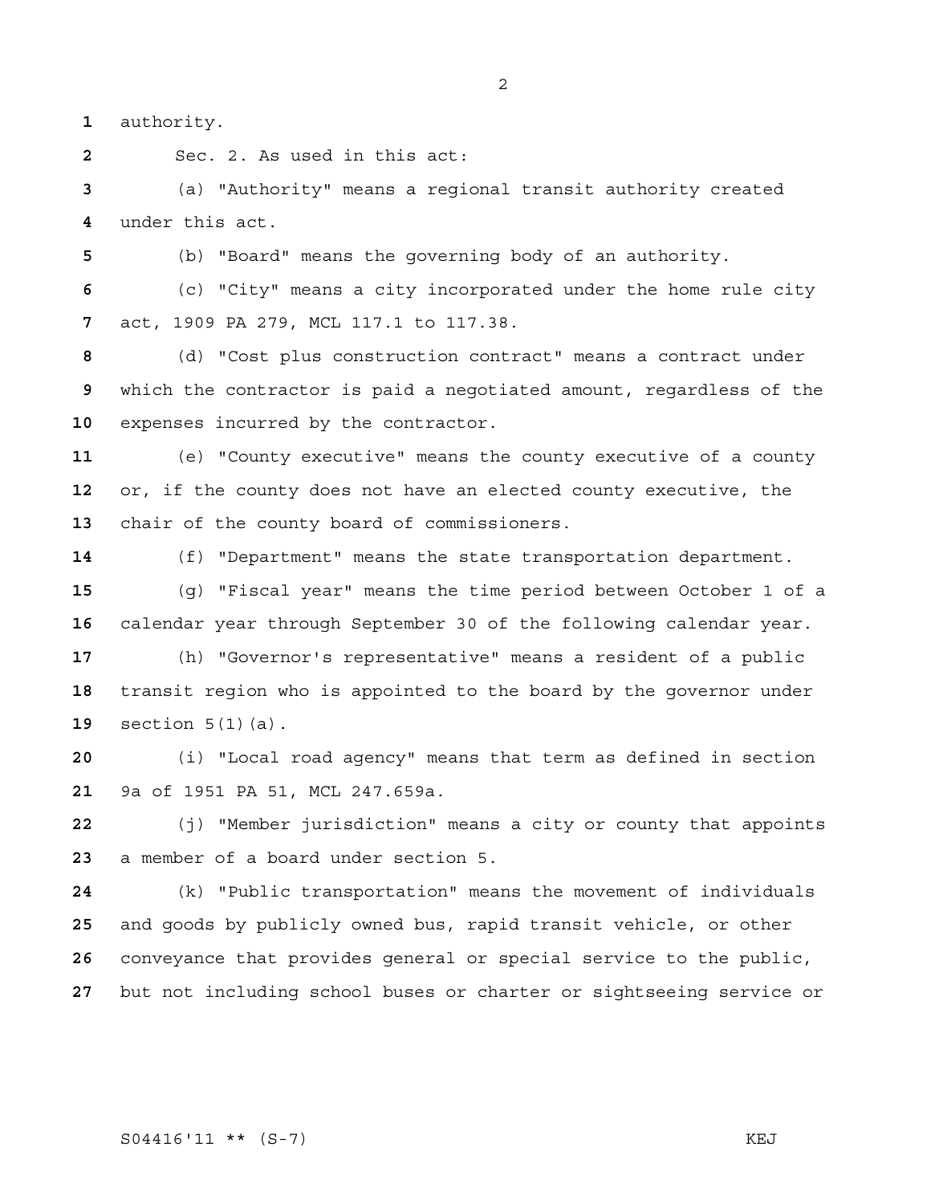authority.

Sec. 2. As used in this act:

(a) "Authority" means a regional transit authority created under this act.

(b) "Board" means the governing body of an authority.

(c) "City" means a city incorporated under the home rule city act, 1909 PA 279, MCL 117.1 to 117.38.

(d) "Cost plus construction contract" means a contract under which the contractor is paid a negotiated amount, regardless of the expenses incurred by the contractor.

(e) "County executive" means the county executive of a county or, if the county does not have an elected county executive, the chair of the county board of commissioners.

(f) "Department" means the state transportation department.

(g) "Fiscal year" means the time period between October 1 of a calendar year through September 30 of the following calendar year.

(h) "Governor's representative" means a resident of a public transit region who is appointed to the board by the governor under section 5(1)(a).

(i) "Local road agency" means that term as defined in section 9a of 1951 PA 51, MCL 247.659a.

(j) "Member jurisdiction" means a city or county that appoints a member of a board under section 5.

(k) "Public transportation" means the movement of individuals and goods by publicly owned bus, rapid transit vehicle, or other conveyance that provides general or special service to the public, but not including school buses or charter or sightseeing service or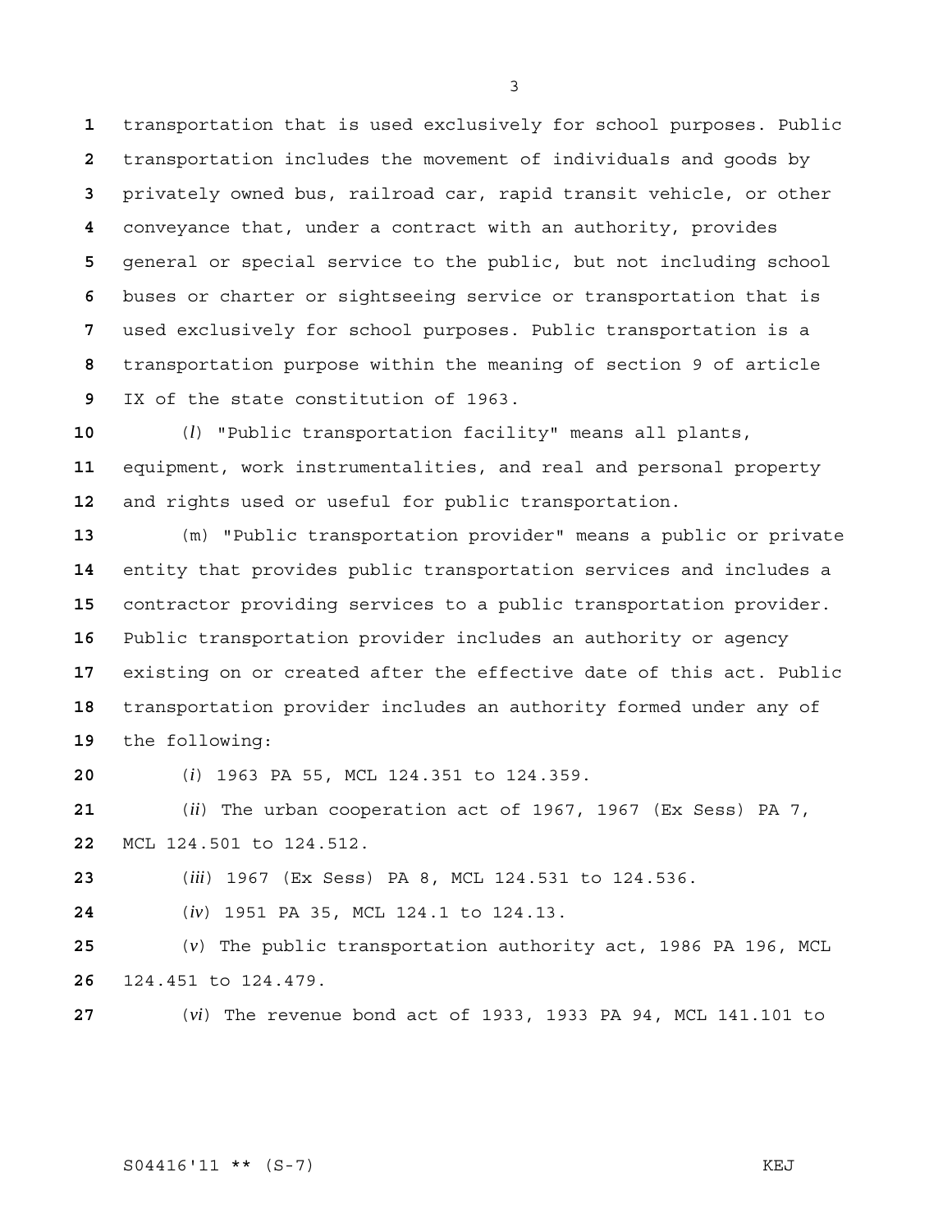transportation that is used exclusively for school purposes. Public transportation includes the movement of individuals and goods by privately owned bus, railroad car, rapid transit vehicle, or other conveyance that, under a contract with an authority, provides general or special service to the public, but not including school buses or charter or sightseeing service or transportation that is used exclusively for school purposes. Public transportation is a transportation purpose within the meaning of section 9 of article IX of the state constitution of 1963.

(*l*) "Public transportation facility" means all plants, equipment, work instrumentalities, and real and personal property and rights used or useful for public transportation.

(m) "Public transportation provider" means a public or private entity that provides public transportation services and includes a contractor providing services to a public transportation provider. Public transportation provider includes an authority or agency existing on or created after the effective date of this act. Public transportation provider includes an authority formed under any of the following:

(*i*) 1963 PA 55, MCL 124.351 to 124.359.

(*ii*) The urban cooperation act of 1967, 1967 (Ex Sess) PA 7, MCL 124.501 to 124.512.

(*iii*) 1967 (Ex Sess) PA 8, MCL 124.531 to 124.536.

(*iv*) 1951 PA 35, MCL 124.1 to 124.13.

(*v*) The public transportation authority act, 1986 PA 196, MCL 124.451 to 124.479.

(*vi*) The revenue bond act of 1933, 1933 PA 94, MCL 141.101 to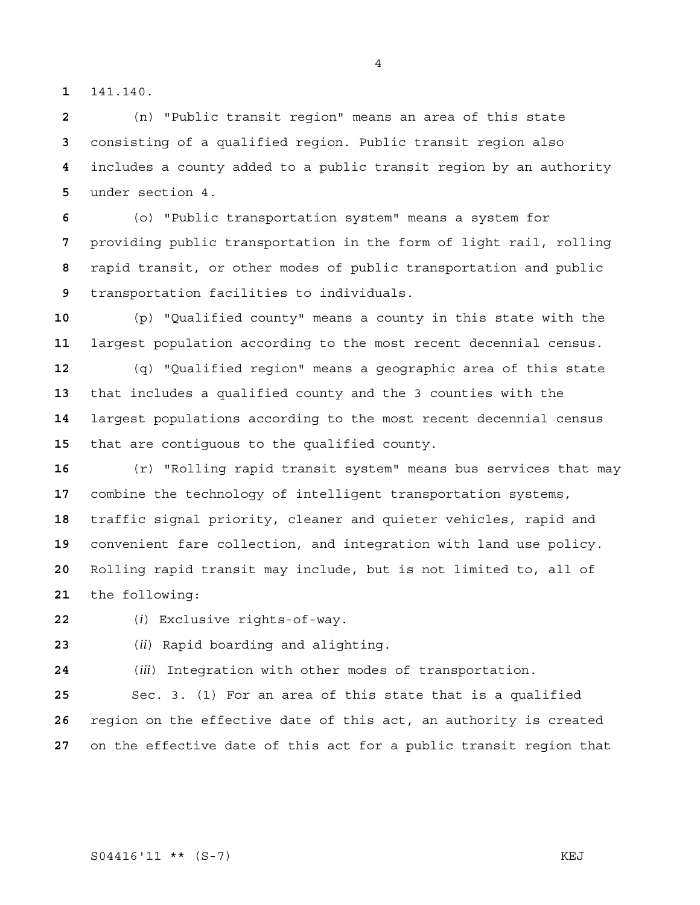141.140.

(n) "Public transit region" means an area of this state consisting of a qualified region. Public transit region also includes a county added to a public transit region by an authority under section 4.

(o) "Public transportation system" means a system for providing public transportation in the form of light rail, rolling rapid transit, or other modes of public transportation and public transportation facilities to individuals.

(p) "Qualified county" means a county in this state with the largest population according to the most recent decennial census.

(q) "Qualified region" means a geographic area of this state that includes a qualified county and the 3 counties with the largest populations according to the most recent decennial census that are contiguous to the qualified county.

(r) "Rolling rapid transit system" means bus services that may combine the technology of intelligent transportation systems, traffic signal priority, cleaner and quieter vehicles, rapid and convenient fare collection, and integration with land use policy. Rolling rapid transit may include, but is not limited to, all of the following:

(*i*) Exclusive rights-of-way.

(*ii*) Rapid boarding and alighting.

(*iii*) Integration with other modes of transportation.

Sec. 3. (1) For an area of this state that is a qualified region on the effective date of this act, an authority is created on the effective date of this act for a public transit region that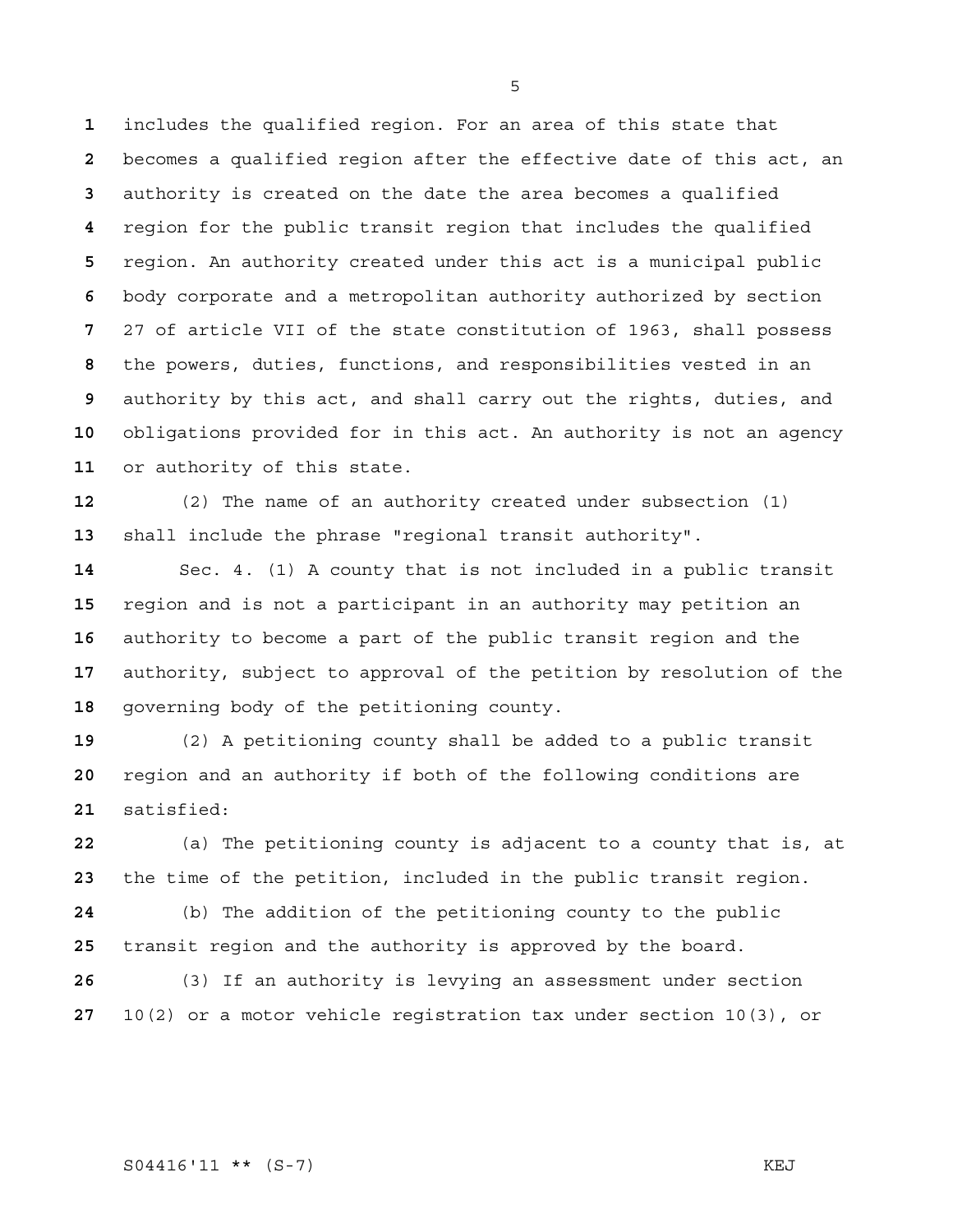includes the qualified region. For an area of this state that becomes a qualified region after the effective date of this act, an authority is created on the date the area becomes a qualified region for the public transit region that includes the qualified region. An authority created under this act is a municipal public body corporate and a metropolitan authority authorized by section 27 of article VII of the state constitution of 1963, shall possess the powers, duties, functions, and responsibilities vested in an authority by this act, and shall carry out the rights, duties, and obligations provided for in this act. An authority is not an agency or authority of this state.

(2) The name of an authority created under subsection (1) shall include the phrase "regional transit authority".

Sec. 4. (1) A county that is not included in a public transit region and is not a participant in an authority may petition an authority to become a part of the public transit region and the authority, subject to approval of the petition by resolution of the governing body of the petitioning county.

(2) A petitioning county shall be added to a public transit region and an authority if both of the following conditions are satisfied:

(a) The petitioning county is adjacent to a county that is, at the time of the petition, included in the public transit region.

(b) The addition of the petitioning county to the public transit region and the authority is approved by the board.

(3) If an authority is levying an assessment under section 10(2) or a motor vehicle registration tax under section 10(3), or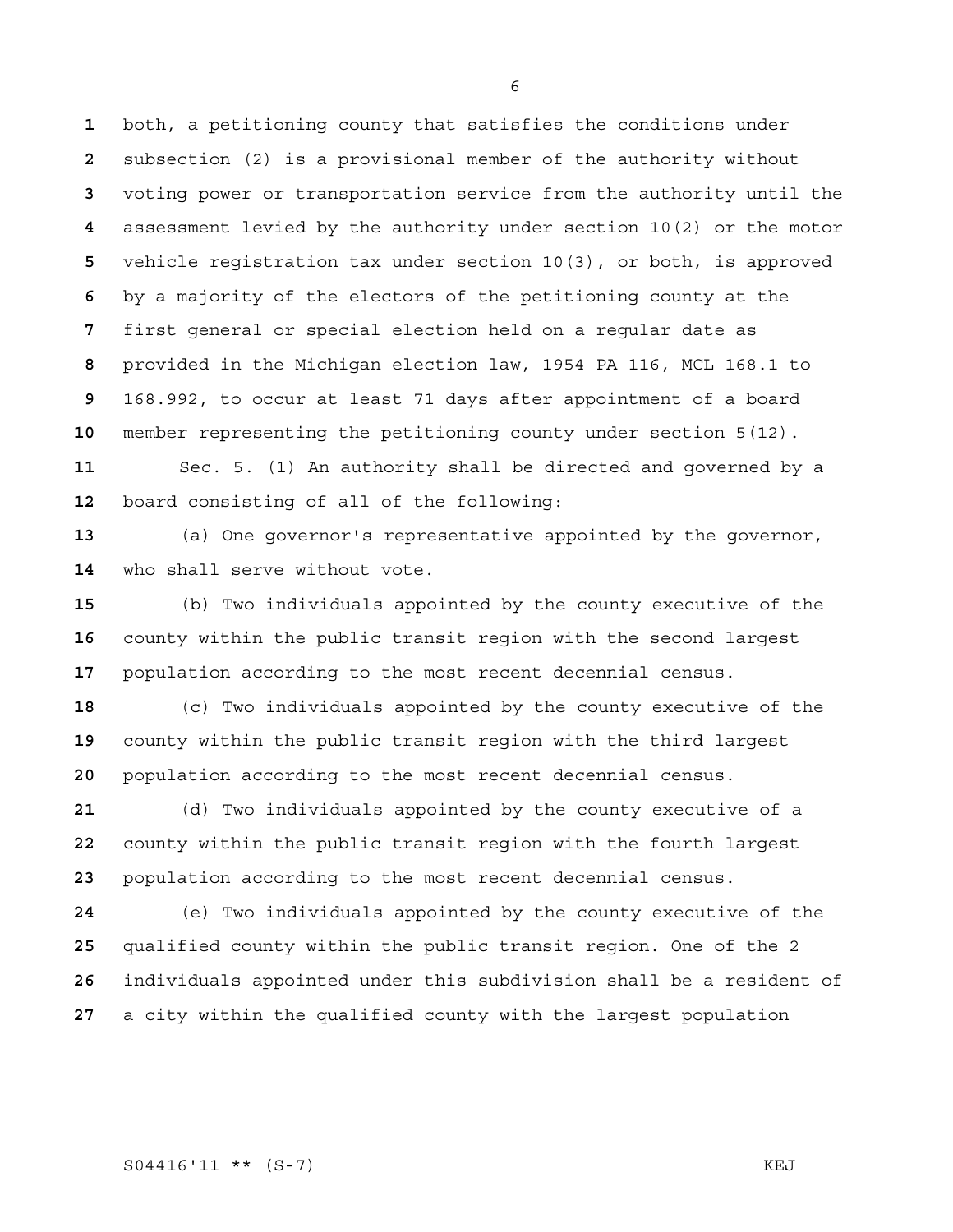both, a petitioning county that satisfies the conditions under subsection (2) is a provisional member of the authority without voting power or transportation service from the authority until the assessment levied by the authority under section 10(2) or the motor vehicle registration tax under section 10(3), or both, is approved by a majority of the electors of the petitioning county at the first general or special election held on a regular date as provided in the Michigan election law, 1954 PA 116, MCL 168.1 to 168.992, to occur at least 71 days after appointment of a board member representing the petitioning county under section 5(12).

Sec. 5. (1) An authority shall be directed and governed by a board consisting of all of the following:

(a) One governor's representative appointed by the governor, who shall serve without vote.

(b) Two individuals appointed by the county executive of the county within the public transit region with the second largest population according to the most recent decennial census.

(c) Two individuals appointed by the county executive of the county within the public transit region with the third largest population according to the most recent decennial census.

(d) Two individuals appointed by the county executive of a county within the public transit region with the fourth largest population according to the most recent decennial census.

(e) Two individuals appointed by the county executive of the qualified county within the public transit region. One of the 2 individuals appointed under this subdivision shall be a resident of a city within the qualified county with the largest population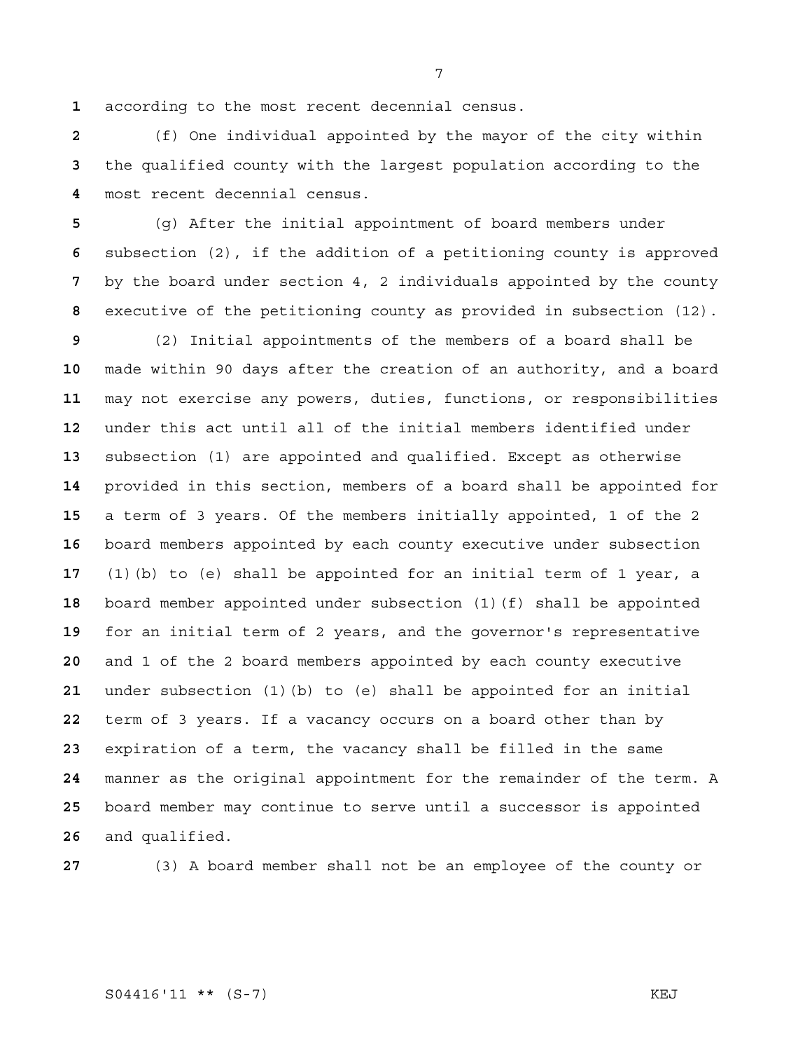according to the most recent decennial census.

(f) One individual appointed by the mayor of the city within the qualified county with the largest population according to the most recent decennial census.

(g) After the initial appointment of board members under subsection (2), if the addition of a petitioning county is approved by the board under section 4, 2 individuals appointed by the county executive of the petitioning county as provided in subsection (12).

(2) Initial appointments of the members of a board shall be made within 90 days after the creation of an authority, and a board may not exercise any powers, duties, functions, or responsibilities under this act until all of the initial members identified under subsection (1) are appointed and qualified. Except as otherwise provided in this section, members of a board shall be appointed for a term of 3 years. Of the members initially appointed, 1 of the 2 board members appointed by each county executive under subsection (1)(b) to (e) shall be appointed for an initial term of 1 year, a board member appointed under subsection (1)(f) shall be appointed for an initial term of 2 years, and the governor's representative and 1 of the 2 board members appointed by each county executive under subsection (1)(b) to (e) shall be appointed for an initial term of 3 years. If a vacancy occurs on a board other than by expiration of a term, the vacancy shall be filled in the same manner as the original appointment for the remainder of the term. A board member may continue to serve until a successor is appointed and qualified.

(3) A board member shall not be an employee of the county or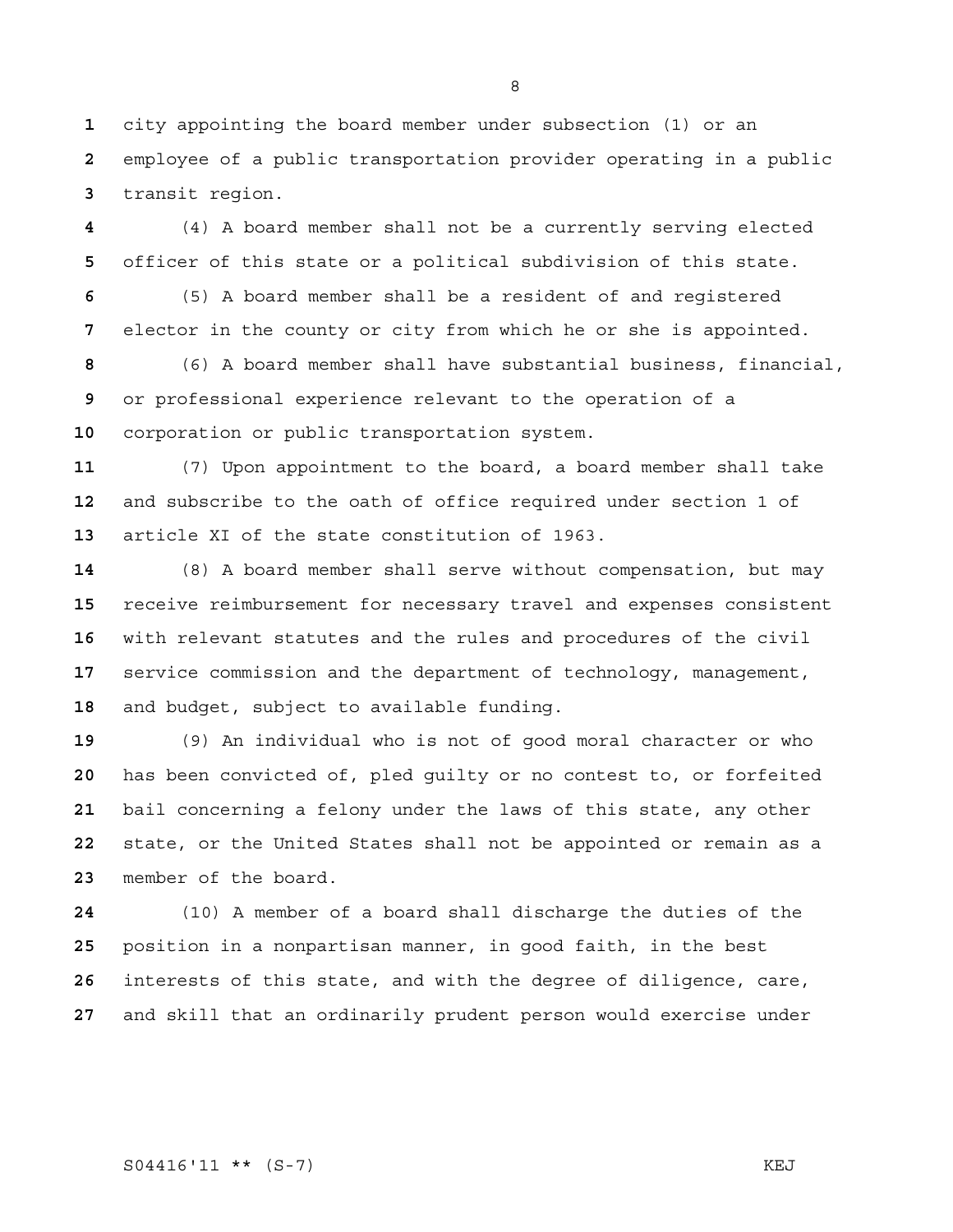city appointing the board member under subsection (1) or an employee of a public transportation provider operating in a public transit region.

(4) A board member shall not be a currently serving elected officer of this state or a political subdivision of this state.

(5) A board member shall be a resident of and registered elector in the county or city from which he or she is appointed.

(6) A board member shall have substantial business, financial, or professional experience relevant to the operation of a corporation or public transportation system.

(7) Upon appointment to the board, a board member shall take and subscribe to the oath of office required under section 1 of article XI of the state constitution of 1963.

(8) A board member shall serve without compensation, but may receive reimbursement for necessary travel and expenses consistent with relevant statutes and the rules and procedures of the civil service commission and the department of technology, management, and budget, subject to available funding.

(9) An individual who is not of good moral character or who has been convicted of, pled guilty or no contest to, or forfeited bail concerning a felony under the laws of this state, any other state, or the United States shall not be appointed or remain as a member of the board.

(10) A member of a board shall discharge the duties of the position in a nonpartisan manner, in good faith, in the best interests of this state, and with the degree of diligence, care, and skill that an ordinarily prudent person would exercise under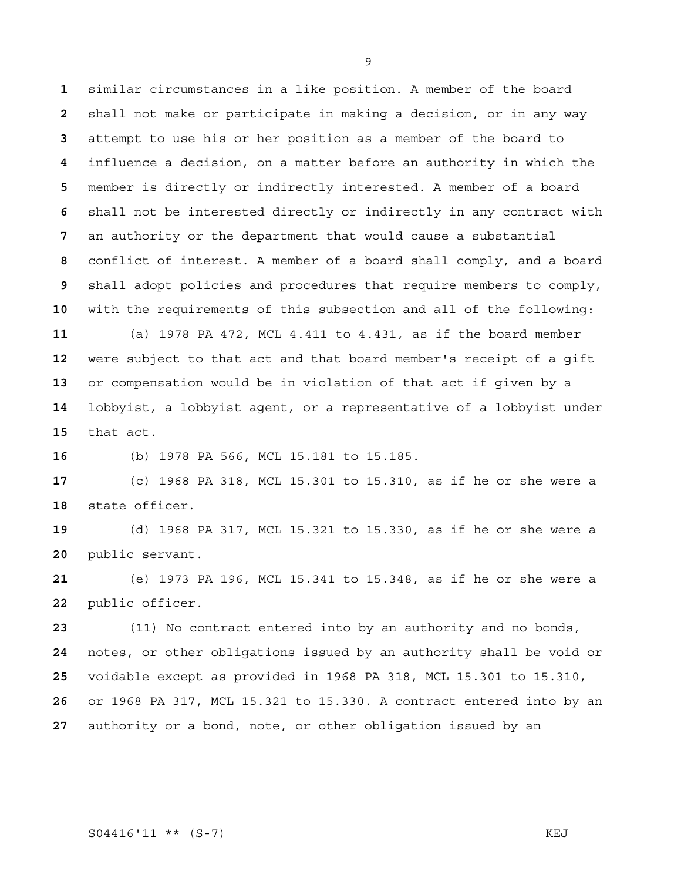similar circumstances in a like position. A member of the board shall not make or participate in making a decision, or in any way attempt to use his or her position as a member of the board to influence a decision, on a matter before an authority in which the member is directly or indirectly interested. A member of a board shall not be interested directly or indirectly in any contract with an authority or the department that would cause a substantial conflict of interest. A member of a board shall comply, and a board shall adopt policies and procedures that require members to comply, with the requirements of this subsection and all of the following:

(a) 1978 PA 472, MCL 4.411 to 4.431, as if the board member were subject to that act and that board member's receipt of a gift or compensation would be in violation of that act if given by a lobbyist, a lobbyist agent, or a representative of a lobbyist under that act.

(b) 1978 PA 566, MCL 15.181 to 15.185.

(c) 1968 PA 318, MCL 15.301 to 15.310, as if he or she were a state officer.

(d) 1968 PA 317, MCL 15.321 to 15.330, as if he or she were a public servant.

(e) 1973 PA 196, MCL 15.341 to 15.348, as if he or she were a public officer.

(11) No contract entered into by an authority and no bonds, notes, or other obligations issued by an authority shall be void or voidable except as provided in 1968 PA 318, MCL 15.301 to 15.310, or 1968 PA 317, MCL 15.321 to 15.330. A contract entered into by an authority or a bond, note, or other obligation issued by an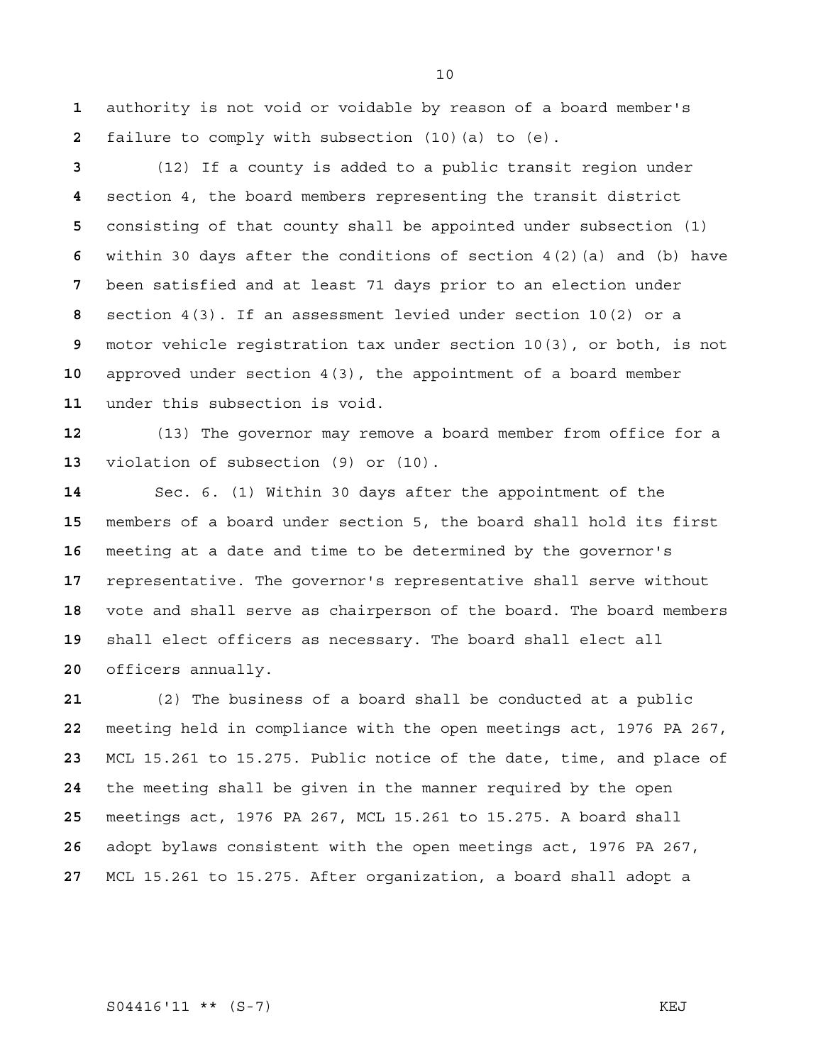authority is not void or voidable by reason of a board member's failure to comply with subsection (10)(a) to (e).

(12) If a county is added to a public transit region under section 4, the board members representing the transit district consisting of that county shall be appointed under subsection (1) within 30 days after the conditions of section 4(2)(a) and (b) have been satisfied and at least 71 days prior to an election under section 4(3). If an assessment levied under section 10(2) or a motor vehicle registration tax under section 10(3), or both, is not approved under section 4(3), the appointment of a board member under this subsection is void.

(13) The governor may remove a board member from office for a violation of subsection (9) or (10).

Sec. 6. (1) Within 30 days after the appointment of the members of a board under section 5, the board shall hold its first meeting at a date and time to be determined by the governor's representative. The governor's representative shall serve without vote and shall serve as chairperson of the board. The board members shall elect officers as necessary. The board shall elect all officers annually.

(2) The business of a board shall be conducted at a public meeting held in compliance with the open meetings act, 1976 PA 267, MCL 15.261 to 15.275. Public notice of the date, time, and place of the meeting shall be given in the manner required by the open meetings act, 1976 PA 267, MCL 15.261 to 15.275. A board shall adopt bylaws consistent with the open meetings act, 1976 PA 267, MCL 15.261 to 15.275. After organization, a board shall adopt a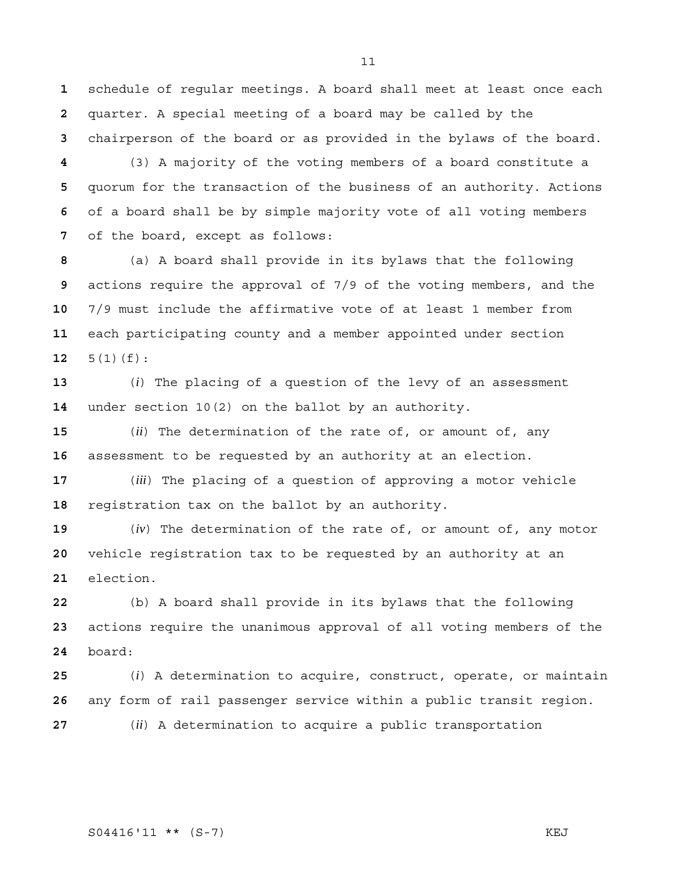schedule of regular meetings. A board shall meet at least once each quarter. A special meeting of a board may be called by the chairperson of the board or as provided in the bylaws of the board.

(3) A majority of the voting members of a board constitute a quorum for the transaction of the business of an authority. Actions of a board shall be by simple majority vote of all voting members of the board, except as follows:

(a) A board shall provide in its bylaws that the following actions require the approval of 7/9 of the voting members, and the 7/9 must include the affirmative vote of at least 1 member from each participating county and a member appointed under section 5(1)(f):

(*i*) The placing of a question of the levy of an assessment under section 10(2) on the ballot by an authority.

(*ii*) The determination of the rate of, or amount of, any assessment to be requested by an authority at an election.

(*iii*) The placing of a question of approving a motor vehicle registration tax on the ballot by an authority.

(*iv*) The determination of the rate of, or amount of, any motor vehicle registration tax to be requested by an authority at an election.

(b) A board shall provide in its bylaws that the following actions require the unanimous approval of all voting members of the board:

(*i*) A determination to acquire, construct, operate, or maintain any form of rail passenger service within a public transit region.

(*ii*) A determination to acquire a public transportation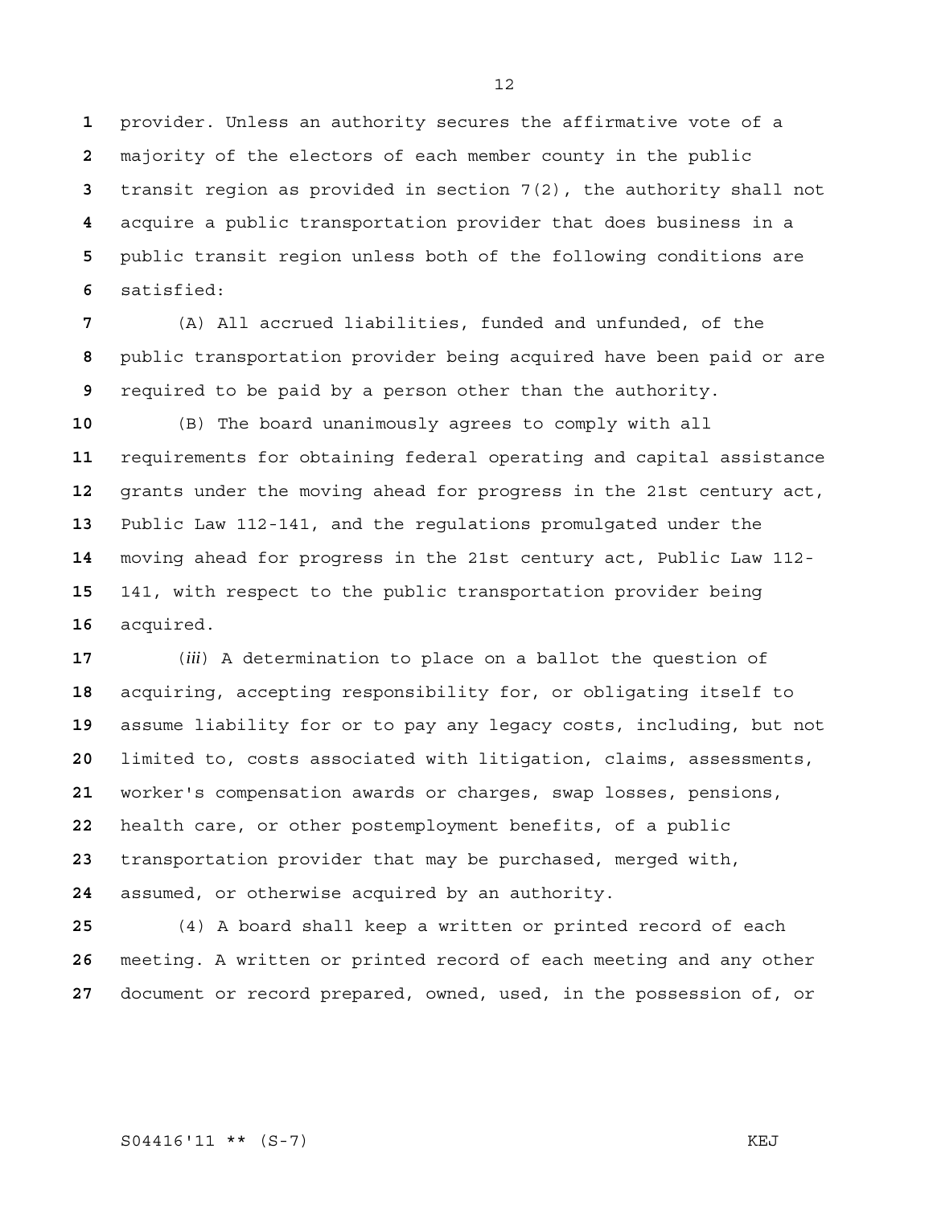provider. Unless an authority secures the affirmative vote of a majority of the electors of each member county in the public transit region as provided in section 7(2), the authority shall not acquire a public transportation provider that does business in a public transit region unless both of the following conditions are satisfied:

(A) All accrued liabilities, funded and unfunded, of the public transportation provider being acquired have been paid or are required to be paid by a person other than the authority.

(B) The board unanimously agrees to comply with all requirements for obtaining federal operating and capital assistance grants under the moving ahead for progress in the 21st century act, Public Law 112-141, and the regulations promulgated under the moving ahead for progress in the 21st century act, Public Law 112-141, with respect to the public transportation provider being acquired.

(*iii*) A determination to place on a ballot the question of acquiring, accepting responsibility for, or obligating itself to assume liability for or to pay any legacy costs, including, but not limited to, costs associated with litigation, claims, assessments, worker's compensation awards or charges, swap losses, pensions, health care, or other postemployment benefits, of a public transportation provider that may be purchased, merged with, assumed, or otherwise acquired by an authority.

(4) A board shall keep a written or printed record of each meeting. A written or printed record of each meeting and any other document or record prepared, owned, used, in the possession of, or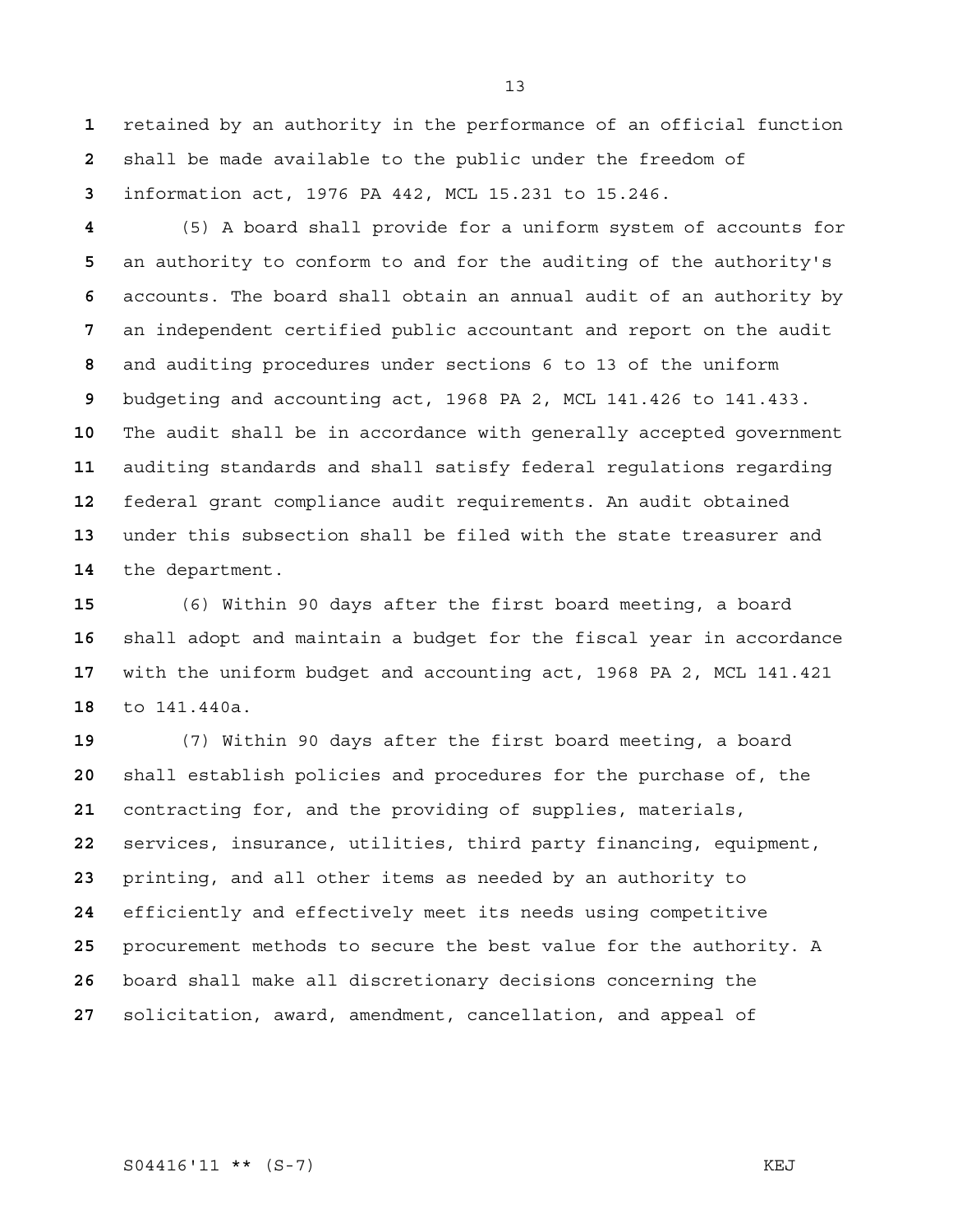retained by an authority in the performance of an official function shall be made available to the public under the freedom of information act, 1976 PA 442, MCL 15.231 to 15.246.

(5) A board shall provide for a uniform system of accounts for an authority to conform to and for the auditing of the authority's accounts. The board shall obtain an annual audit of an authority by an independent certified public accountant and report on the audit and auditing procedures under sections 6 to 13 of the uniform budgeting and accounting act, 1968 PA 2, MCL 141.426 to 141.433. The audit shall be in accordance with generally accepted government auditing standards and shall satisfy federal regulations regarding federal grant compliance audit requirements. An audit obtained under this subsection shall be filed with the state treasurer and the department.

(6) Within 90 days after the first board meeting, a board shall adopt and maintain a budget for the fiscal year in accordance with the uniform budget and accounting act, 1968 PA 2, MCL 141.421 to 141.440a.

(7) Within 90 days after the first board meeting, a board shall establish policies and procedures for the purchase of, the contracting for, and the providing of supplies, materials, services, insurance, utilities, third party financing, equipment, printing, and all other items as needed by an authority to efficiently and effectively meet its needs using competitive procurement methods to secure the best value for the authority. A board shall make all discretionary decisions concerning the solicitation, award, amendment, cancellation, and appeal of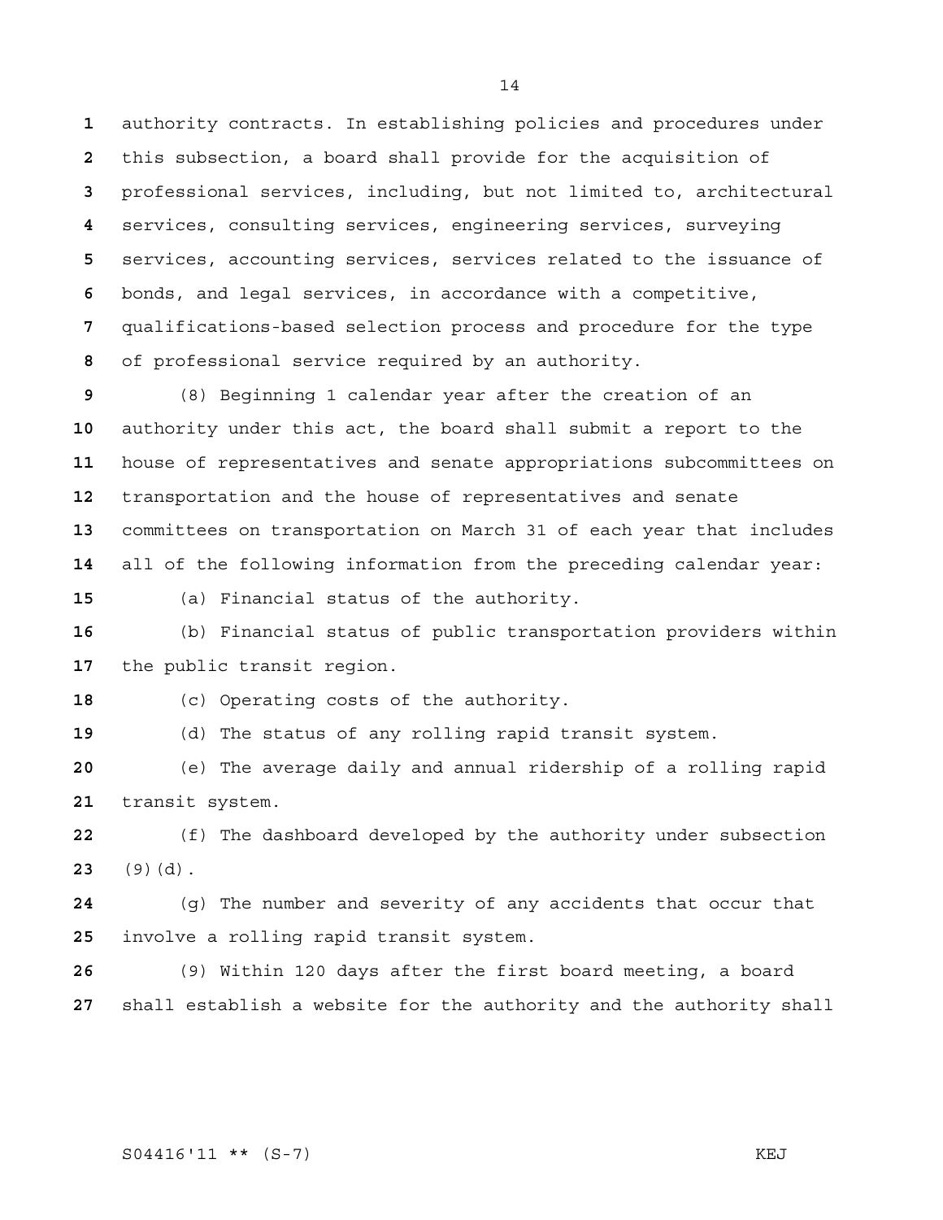authority contracts. In establishing policies and procedures under this subsection, a board shall provide for the acquisition of professional services, including, but not limited to, architectural services, consulting services, engineering services, surveying services, accounting services, services related to the issuance of bonds, and legal services, in accordance with a competitive, qualifications-based selection process and procedure for the type of professional service required by an authority.

(8) Beginning 1 calendar year after the creation of an authority under this act, the board shall submit a report to the house of representatives and senate appropriations subcommittees on transportation and the house of representatives and senate committees on transportation on March 31 of each year that includes all of the following information from the preceding calendar year:

(a) Financial status of the authority.

(b) Financial status of public transportation providers within the public transit region.

(c) Operating costs of the authority.

(d) The status of any rolling rapid transit system.

(e) The average daily and annual ridership of a rolling rapid transit system.

(f) The dashboard developed by the authority under subsection (9)(d).

(g) The number and severity of any accidents that occur that involve a rolling rapid transit system.

(9) Within 120 days after the first board meeting, a board shall establish a website for the authority and the authority shall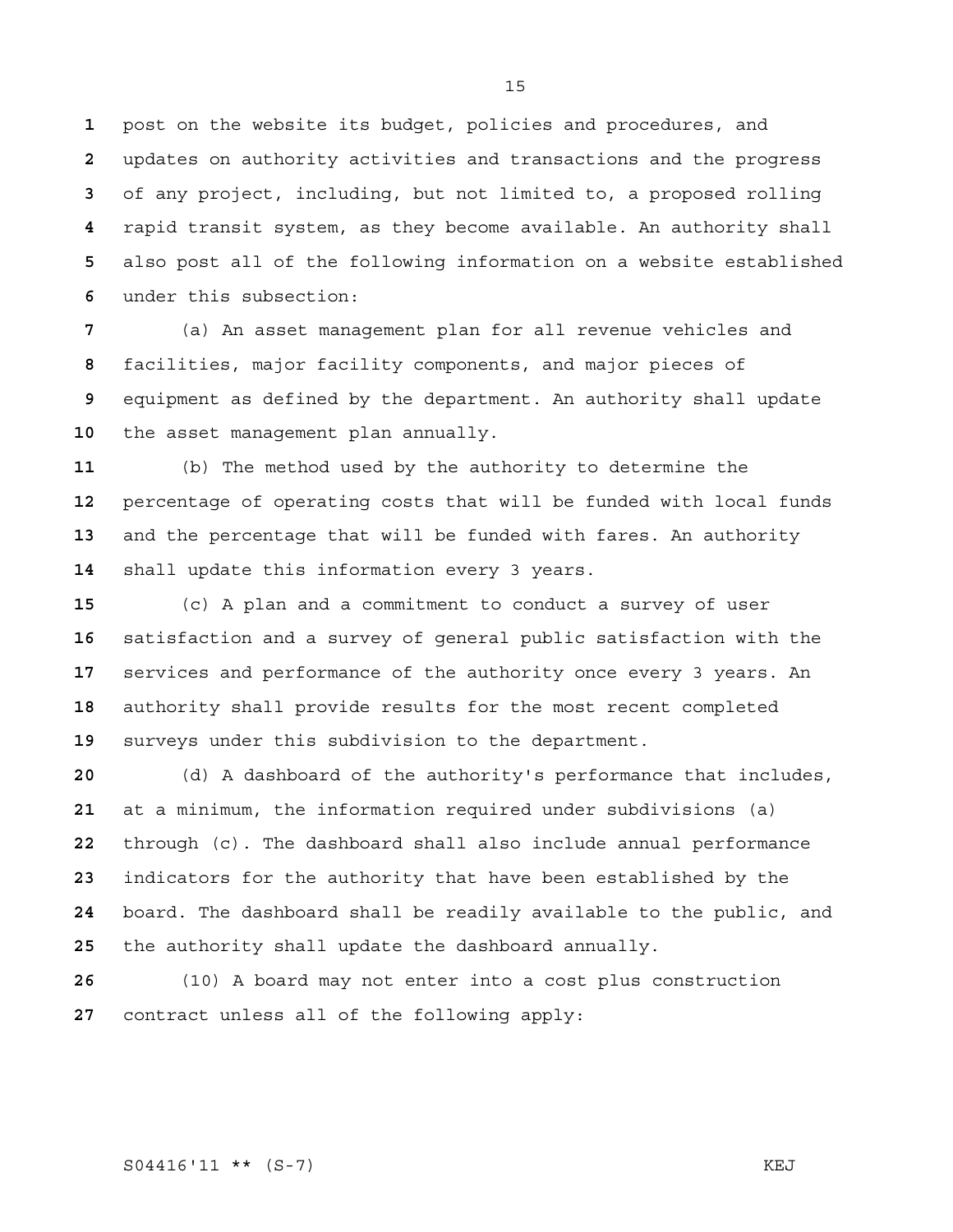post on the website its budget, policies and procedures, and updates on authority activities and transactions and the progress of any project, including, but not limited to, a proposed rolling rapid transit system, as they become available. An authority shall also post all of the following information on a website established under this subsection:

(a) An asset management plan for all revenue vehicles and facilities, major facility components, and major pieces of equipment as defined by the department. An authority shall update the asset management plan annually.

(b) The method used by the authority to determine the percentage of operating costs that will be funded with local funds and the percentage that will be funded with fares. An authority shall update this information every 3 years.

(c) A plan and a commitment to conduct a survey of user satisfaction and a survey of general public satisfaction with the services and performance of the authority once every 3 years. An authority shall provide results for the most recent completed surveys under this subdivision to the department.

(d) A dashboard of the authority's performance that includes, at a minimum, the information required under subdivisions (a) through (c). The dashboard shall also include annual performance indicators for the authority that have been established by the board. The dashboard shall be readily available to the public, and the authority shall update the dashboard annually.

(10) A board may not enter into a cost plus construction contract unless all of the following apply: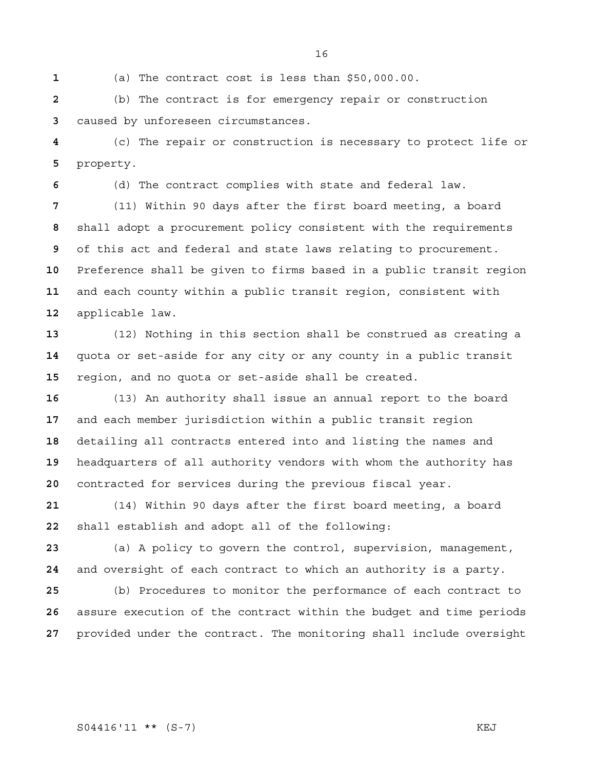(a) The contract cost is less than $50,000.00.

(b) The contract is for emergency repair or construction caused by unforeseen circumstances.

(c) The repair or construction is necessary to protect life or property.

(d) The contract complies with state and federal law.

(11) Within 90 days after the first board meeting, a board shall adopt a procurement policy consistent with the requirements of this act and federal and state laws relating to procurement. Preference shall be given to firms based in a public transit region and each county within a public transit region, consistent with applicable law.

(12) Nothing in this section shall be construed as creating a quota or set-aside for any city or any county in a public transit region, and no quota or set-aside shall be created.

(13) An authority shall issue an annual report to the board and each member jurisdiction within a public transit region detailing all contracts entered into and listing the names and headquarters of all authority vendors with whom the authority has contracted for services during the previous fiscal year.

(14) Within 90 days after the first board meeting, a board shall establish and adopt all of the following:

(a) A policy to govern the control, supervision, management, and oversight of each contract to which an authority is a party.

(b) Procedures to monitor the performance of each contract to assure execution of the contract within the budget and time periods provided under the contract. The monitoring shall include oversight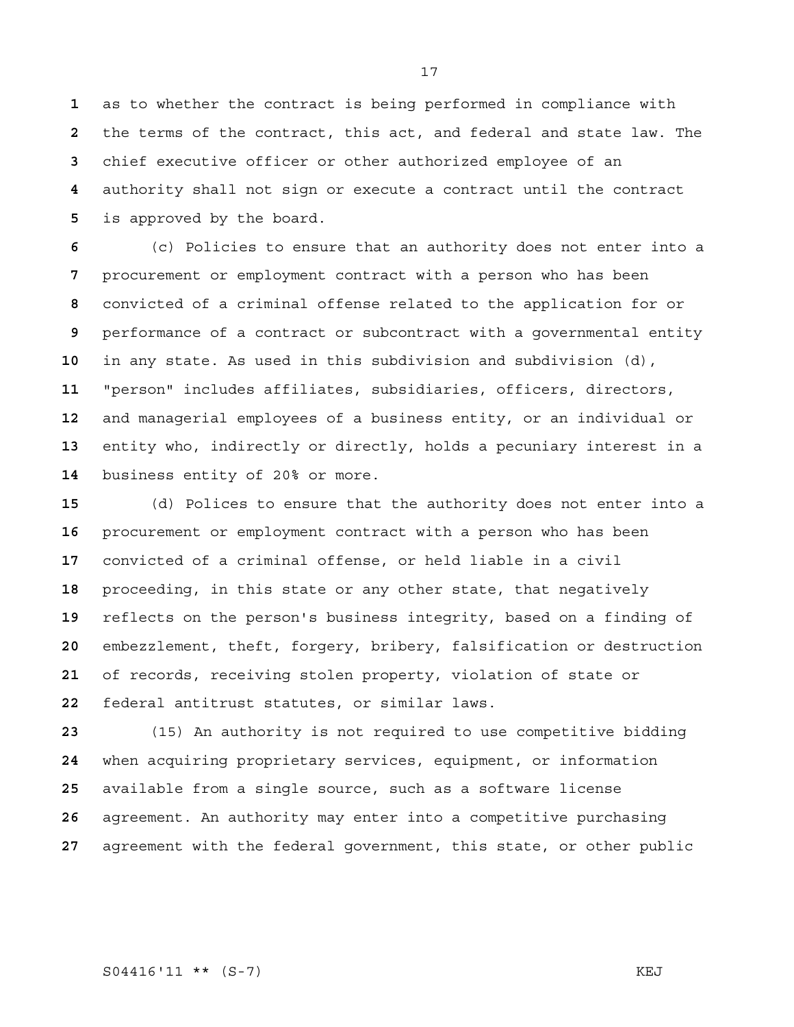as to whether the contract is being performed in compliance with the terms of the contract, this act, and federal and state law. The chief executive officer or other authorized employee of an authority shall not sign or execute a contract until the contract is approved by the board.

(c) Policies to ensure that an authority does not enter into a procurement or employment contract with a person who has been convicted of a criminal offense related to the application for or performance of a contract or subcontract with a governmental entity in any state. As used in this subdivision and subdivision (d), "person" includes affiliates, subsidiaries, officers, directors, and managerial employees of a business entity, or an individual or entity who, indirectly or directly, holds a pecuniary interest in a business entity of 20% or more.

(d) Polices to ensure that the authority does not enter into a procurement or employment contract with a person who has been convicted of a criminal offense, or held liable in a civil proceeding, in this state or any other state, that negatively reflects on the person's business integrity, based on a finding of embezzlement, theft, forgery, bribery, falsification or destruction of records, receiving stolen property, violation of state or federal antitrust statutes, or similar laws.

(15) An authority is not required to use competitive bidding when acquiring proprietary services, equipment, or information available from a single source, such as a software license agreement. An authority may enter into a competitive purchasing agreement with the federal government, this state, or other public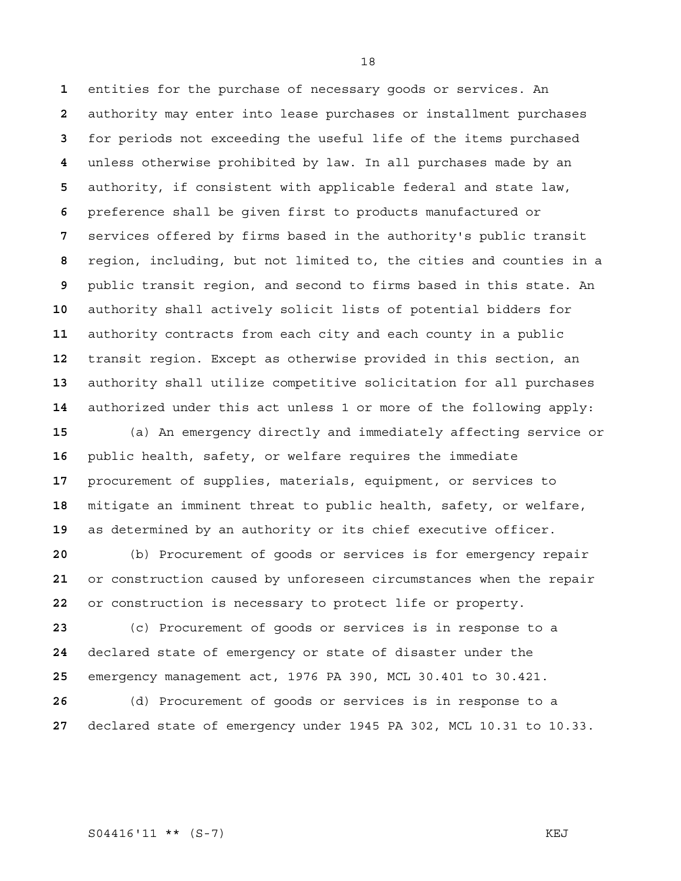entities for the purchase of necessary goods or services. An authority may enter into lease purchases or installment purchases for periods not exceeding the useful life of the items purchased unless otherwise prohibited by law. In all purchases made by an authority, if consistent with applicable federal and state law, preference shall be given first to products manufactured or services offered by firms based in the authority's public transit region, including, but not limited to, the cities and counties in a public transit region, and second to firms based in this state. An authority shall actively solicit lists of potential bidders for authority contracts from each city and each county in a public transit region. Except as otherwise provided in this section, an authority shall utilize competitive solicitation for all purchases authorized under this act unless 1 or more of the following apply:

(a) An emergency directly and immediately affecting service or public health, safety, or welfare requires the immediate procurement of supplies, materials, equipment, or services to mitigate an imminent threat to public health, safety, or welfare, as determined by an authority or its chief executive officer.

(b) Procurement of goods or services is for emergency repair or construction caused by unforeseen circumstances when the repair or construction is necessary to protect life or property.

(c) Procurement of goods or services is in response to a declared state of emergency or state of disaster under the emergency management act, 1976 PA 390, MCL 30.401 to 30.421.

(d) Procurement of goods or services is in response to a declared state of emergency under 1945 PA 302, MCL 10.31 to 10.33.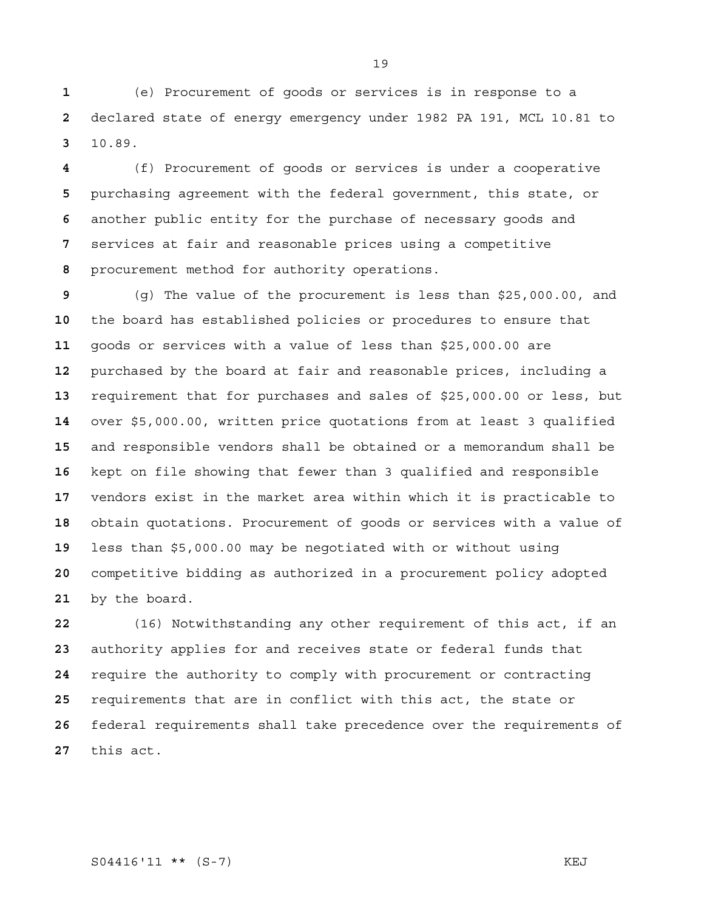(e) Procurement of goods or services is in response to a declared state of energy emergency under 1982 PA 191, MCL 10.81 to 10.89.

(f) Procurement of goods or services is under a cooperative purchasing agreement with the federal government, this state, or another public entity for the purchase of necessary goods and services at fair and reasonable prices using a competitive procurement method for authority operations.

(g) The value of the procurement is less than $25,000.00, and the board has established policies or procedures to ensure that goods or services with a value of less than $25,000.00 are purchased by the board at fair and reasonable prices, including a requirement that for purchases and sales of $25,000.00 or less, but over $5,000.00, written price quotations from at least 3 qualified and responsible vendors shall be obtained or a memorandum shall be kept on file showing that fewer than 3 qualified and responsible vendors exist in the market area within which it is practicable to obtain quotations. Procurement of goods or services with a value of less than $5,000.00 may be negotiated with or without using competitive bidding as authorized in a procurement policy adopted by the board.

(16) Notwithstanding any other requirement of this act, if an authority applies for and receives state or federal funds that require the authority to comply with procurement or contracting requirements that are in conflict with this act, the state or federal requirements shall take precedence over the requirements of this act.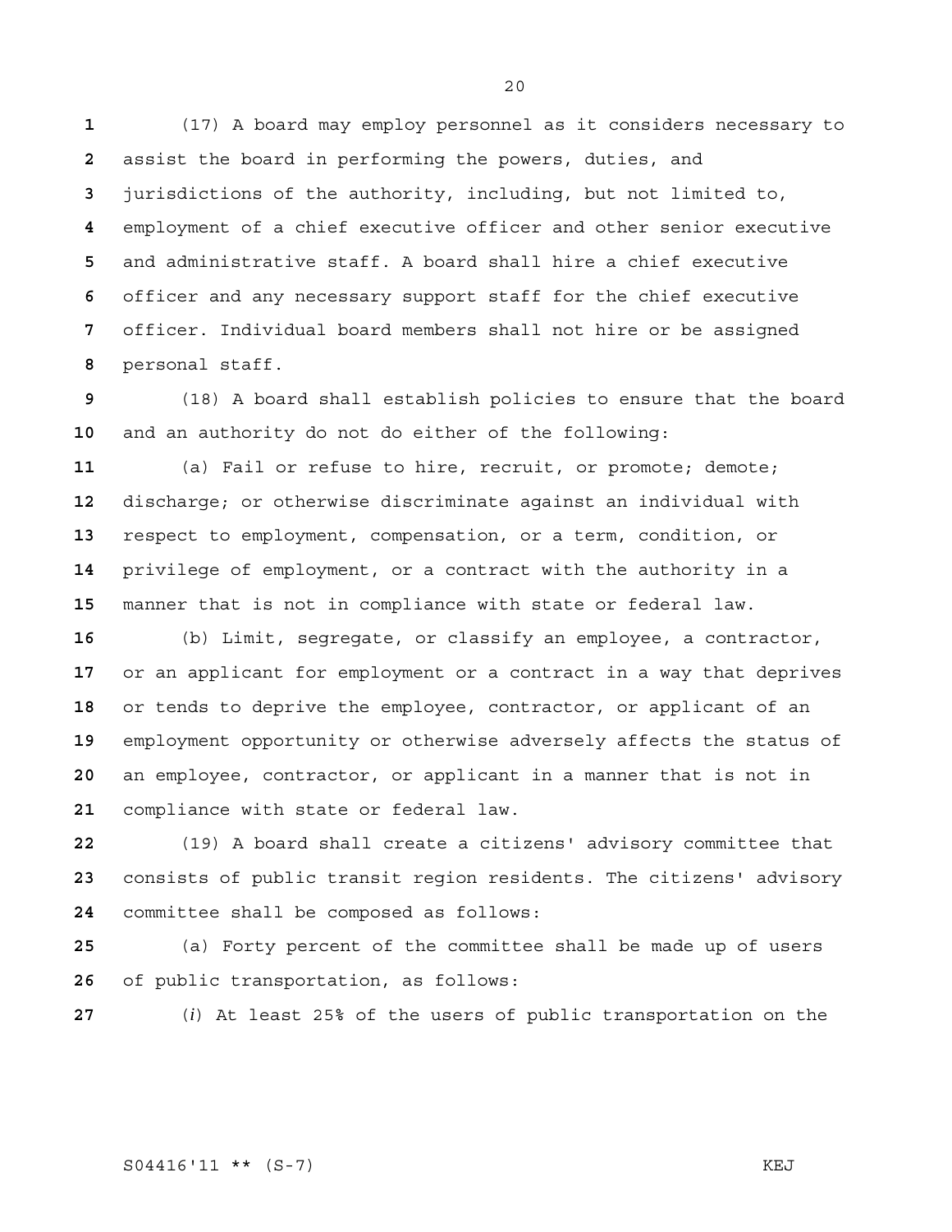(17) A board may employ personnel as it considers necessary to assist the board in performing the powers, duties, and jurisdictions of the authority, including, but not limited to, employment of a chief executive officer and other senior executive and administrative staff. A board shall hire a chief executive officer and any necessary support staff for the chief executive officer. Individual board members shall not hire or be assigned personal staff.

(18) A board shall establish policies to ensure that the board and an authority do not do either of the following:

(a) Fail or refuse to hire, recruit, or promote; demote; discharge; or otherwise discriminate against an individual with respect to employment, compensation, or a term, condition, or privilege of employment, or a contract with the authority in a manner that is not in compliance with state or federal law.

(b) Limit, segregate, or classify an employee, a contractor, or an applicant for employment or a contract in a way that deprives or tends to deprive the employee, contractor, or applicant of an employment opportunity or otherwise adversely affects the status of an employee, contractor, or applicant in a manner that is not in compliance with state or federal law.

(19) A board shall create a citizens' advisory committee that consists of public transit region residents. The citizens' advisory committee shall be composed as follows:

(a) Forty percent of the committee shall be made up of users of public transportation, as follows:

(*i*) At least 25% of the users of public transportation on the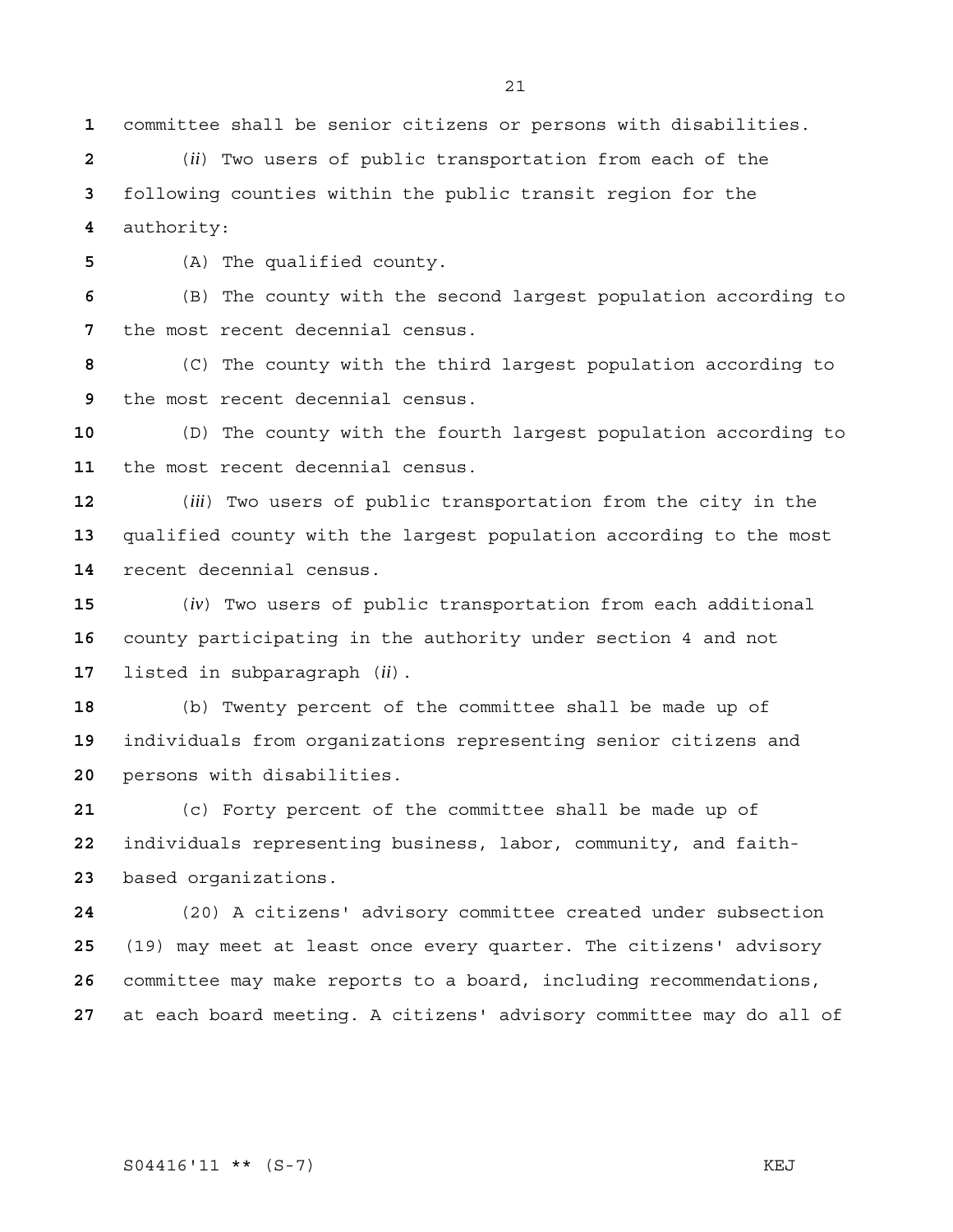committee shall be senior citizens or persons with disabilities.

(*ii*) Two users of public transportation from each of the following counties within the public transit region for the authority:

(A) The qualified county.

(B) The county with the second largest population according to the most recent decennial census.

(C) The county with the third largest population according to the most recent decennial census.

(D) The county with the fourth largest population according to the most recent decennial census.

(*iii*) Two users of public transportation from the city in the qualified county with the largest population according to the most recent decennial census.

(*iv*) Two users of public transportation from each additional county participating in the authority under section 4 and not listed in subparagraph (*ii*).

(b) Twenty percent of the committee shall be made up of individuals from organizations representing senior citizens and persons with disabilities.

(c) Forty percent of the committee shall be made up of individuals representing business, labor, community, and faith-based organizations.

(20) A citizens' advisory committee created under subsection (19) may meet at least once every quarter. The citizens' advisory committee may make reports to a board, including recommendations, at each board meeting. A citizens' advisory committee may do all of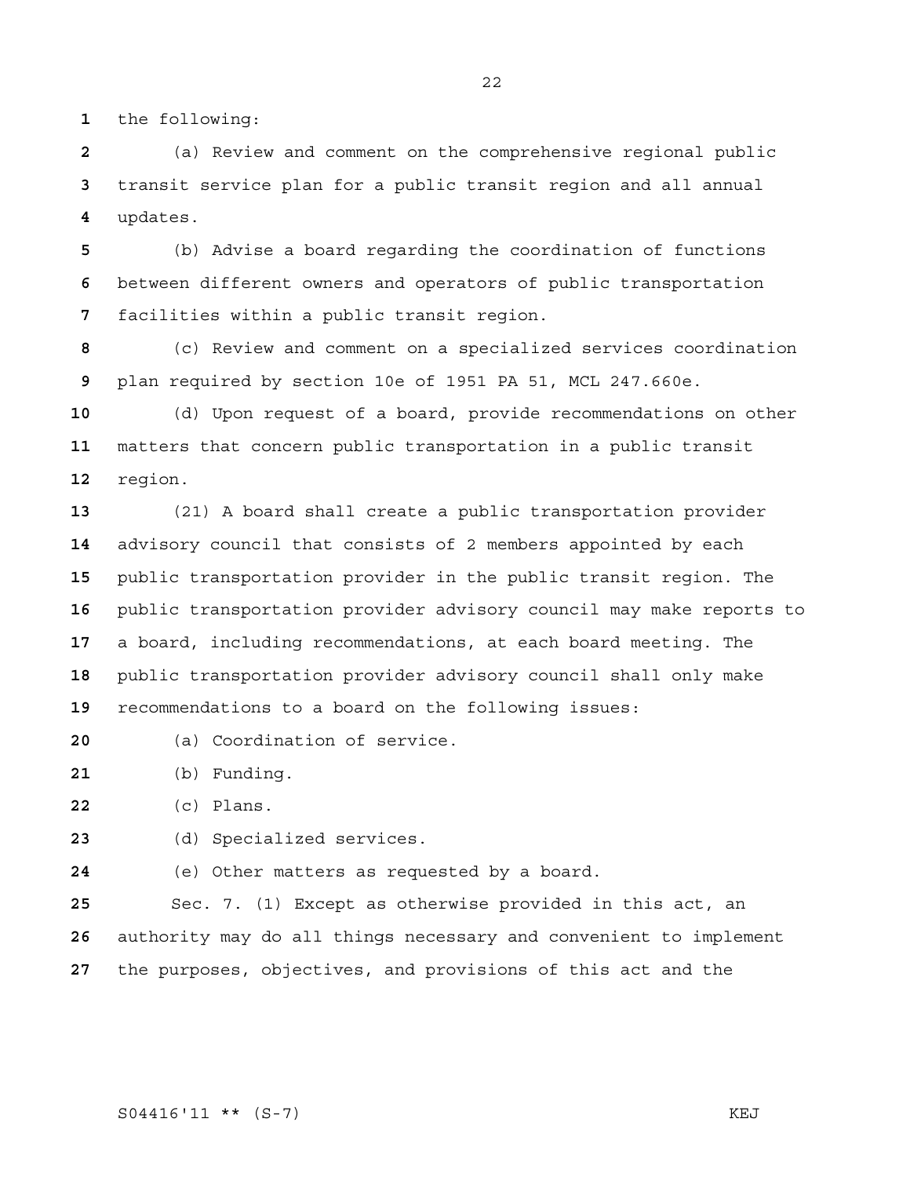the following:

(a) Review and comment on the comprehensive regional public transit service plan for a public transit region and all annual updates.

(b) Advise a board regarding the coordination of functions between different owners and operators of public transportation facilities within a public transit region.

(c) Review and comment on a specialized services coordination plan required by section 10e of 1951 PA 51, MCL 247.660e.

(d) Upon request of a board, provide recommendations on other matters that concern public transportation in a public transit region.

(21) A board shall create a public transportation provider advisory council that consists of 2 members appointed by each public transportation provider in the public transit region. The public transportation provider advisory council may make reports to a board, including recommendations, at each board meeting. The public transportation provider advisory council shall only make recommendations to a board on the following issues:

(a) Coordination of service.

(b) Funding.

(c) Plans.

(d) Specialized services.

(e) Other matters as requested by a board.

Sec. 7. (1) Except as otherwise provided in this act, an authority may do all things necessary and convenient to implement the purposes, objectives, and provisions of this act and the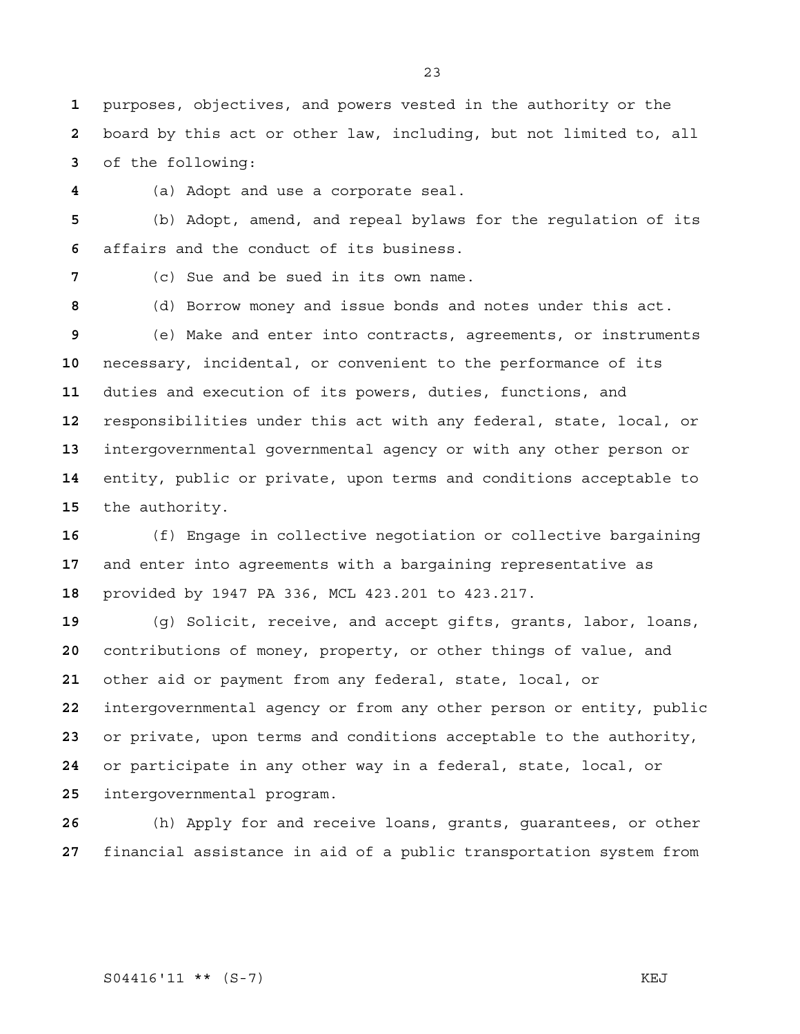purposes, objectives, and powers vested in the authority or the board by this act or other law, including, but not limited to, all of the following:

(a) Adopt and use a corporate seal.

(b) Adopt, amend, and repeal bylaws for the regulation of its affairs and the conduct of its business.

(c) Sue and be sued in its own name.

(d) Borrow money and issue bonds and notes under this act.

(e) Make and enter into contracts, agreements, or instruments necessary, incidental, or convenient to the performance of its duties and execution of its powers, duties, functions, and responsibilities under this act with any federal, state, local, or intergovernmental governmental agency or with any other person or entity, public or private, upon terms and conditions acceptable to the authority.

(f) Engage in collective negotiation or collective bargaining and enter into agreements with a bargaining representative as provided by 1947 PA 336, MCL 423.201 to 423.217.

(g) Solicit, receive, and accept gifts, grants, labor, loans, contributions of money, property, or other things of value, and other aid or payment from any federal, state, local, or intergovernmental agency or from any other person or entity, public or private, upon terms and conditions acceptable to the authority, or participate in any other way in a federal, state, local, or intergovernmental program.

(h) Apply for and receive loans, grants, guarantees, or other financial assistance in aid of a public transportation system from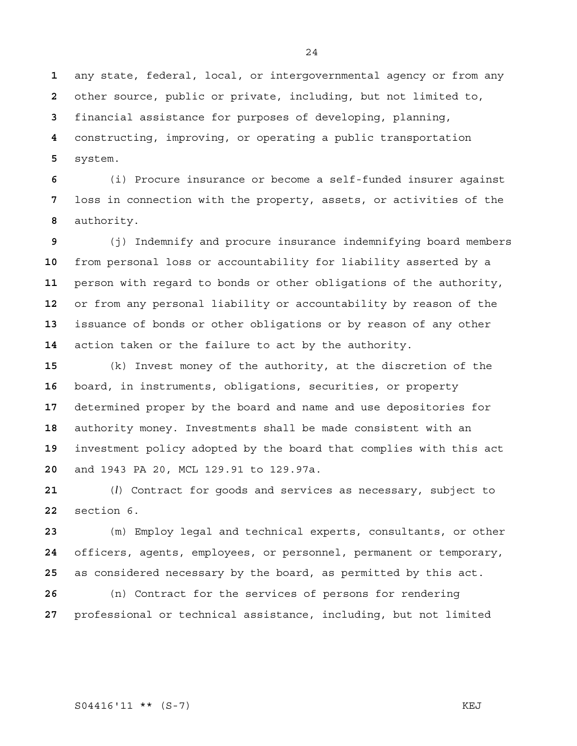any state, federal, local, or intergovernmental agency or from any other source, public or private, including, but not limited to, financial assistance for purposes of developing, planning, constructing, improving, or operating a public transportation system.

(i) Procure insurance or become a self-funded insurer against loss in connection with the property, assets, or activities of the authority.

(j) Indemnify and procure insurance indemnifying board members from personal loss or accountability for liability asserted by a person with regard to bonds or other obligations of the authority, or from any personal liability or accountability by reason of the issuance of bonds or other obligations or by reason of any other action taken or the failure to act by the authority.

(k) Invest money of the authority, at the discretion of the board, in instruments, obligations, securities, or property determined proper by the board and name and use depositories for authority money. Investments shall be made consistent with an investment policy adopted by the board that complies with this act and 1943 PA 20, MCL 129.91 to 129.97a.

(*l*) Contract for goods and services as necessary, subject to section 6.

(m) Employ legal and technical experts, consultants, or other officers, agents, employees, or personnel, permanent or temporary, as considered necessary by the board, as permitted by this act.

(n) Contract for the services of persons for rendering professional or technical assistance, including, but not limited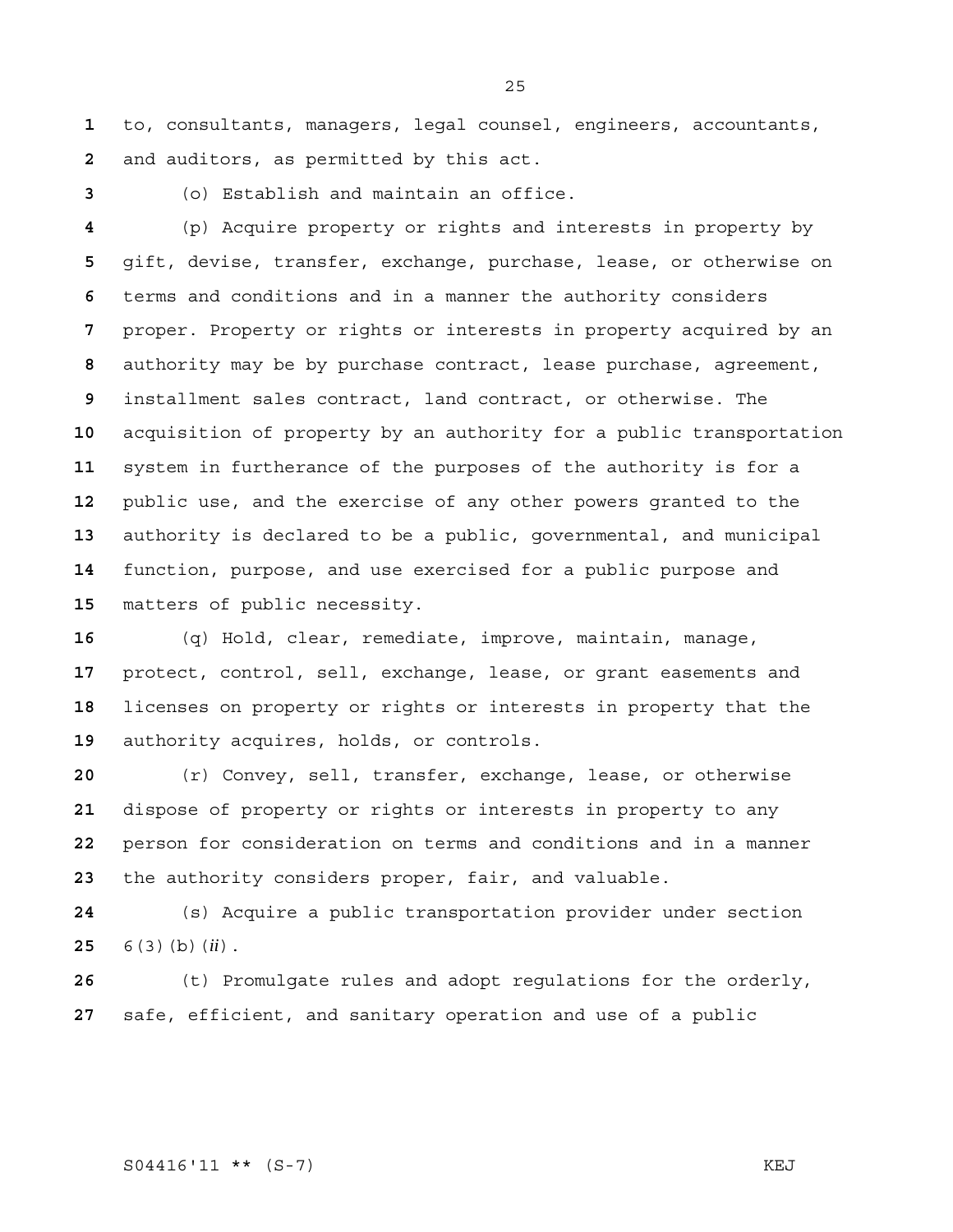to, consultants, managers, legal counsel, engineers, accountants, and auditors, as permitted by this act.

(o) Establish and maintain an office.

(p) Acquire property or rights and interests in property by gift, devise, transfer, exchange, purchase, lease, or otherwise on terms and conditions and in a manner the authority considers proper. Property or rights or interests in property acquired by an authority may be by purchase contract, lease purchase, agreement, installment sales contract, land contract, or otherwise. The acquisition of property by an authority for a public transportation system in furtherance of the purposes of the authority is for a public use, and the exercise of any other powers granted to the authority is declared to be a public, governmental, and municipal function, purpose, and use exercised for a public purpose and matters of public necessity.

(q) Hold, clear, remediate, improve, maintain, manage, protect, control, sell, exchange, lease, or grant easements and licenses on property or rights or interests in property that the authority acquires, holds, or controls.

(r) Convey, sell, transfer, exchange, lease, or otherwise dispose of property or rights or interests in property to any person for consideration on terms and conditions and in a manner the authority considers proper, fair, and valuable.

(s) Acquire a public transportation provider under section 6(3)(b)(*ii*).

(t) Promulgate rules and adopt regulations for the orderly, safe, efficient, and sanitary operation and use of a public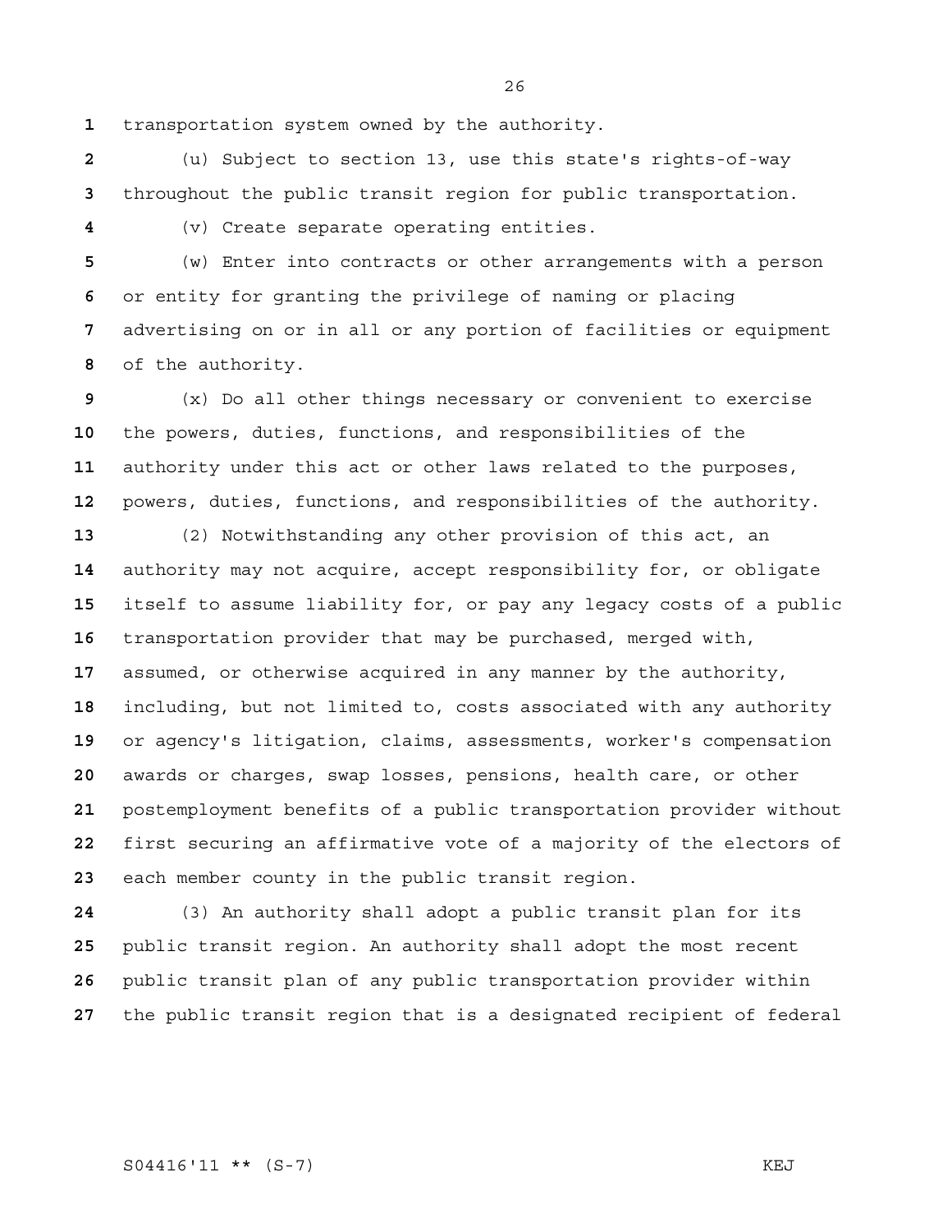transportation system owned by the authority.

(u) Subject to section 13, use this state's rights-of-way throughout the public transit region for public transportation.

(v) Create separate operating entities.

(w) Enter into contracts or other arrangements with a person or entity for granting the privilege of naming or placing advertising on or in all or any portion of facilities or equipment of the authority.

(x) Do all other things necessary or convenient to exercise the powers, duties, functions, and responsibilities of the authority under this act or other laws related to the purposes, powers, duties, functions, and responsibilities of the authority.

(2) Notwithstanding any other provision of this act, an authority may not acquire, accept responsibility for, or obligate itself to assume liability for, or pay any legacy costs of a public transportation provider that may be purchased, merged with, assumed, or otherwise acquired in any manner by the authority, including, but not limited to, costs associated with any authority or agency's litigation, claims, assessments, worker's compensation awards or charges, swap losses, pensions, health care, or other postemployment benefits of a public transportation provider without first securing an affirmative vote of a majority of the electors of each member county in the public transit region.

(3) An authority shall adopt a public transit plan for its public transit region. An authority shall adopt the most recent public transit plan of any public transportation provider within the public transit region that is a designated recipient of federal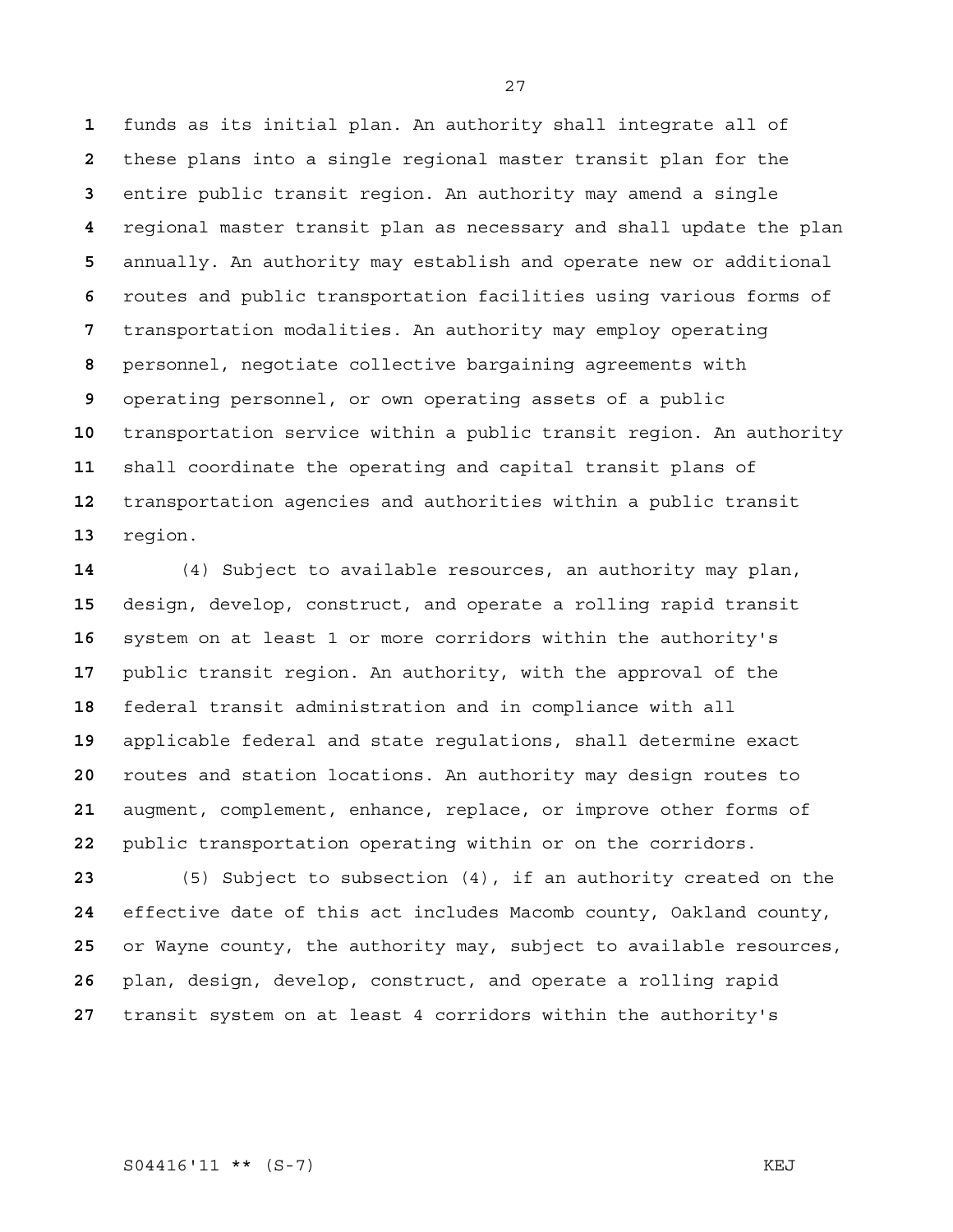funds as its initial plan. An authority shall integrate all of these plans into a single regional master transit plan for the entire public transit region. An authority may amend a single regional master transit plan as necessary and shall update the plan annually. An authority may establish and operate new or additional routes and public transportation facilities using various forms of transportation modalities. An authority may employ operating personnel, negotiate collective bargaining agreements with operating personnel, or own operating assets of a public transportation service within a public transit region. An authority shall coordinate the operating and capital transit plans of transportation agencies and authorities within a public transit region.

(4) Subject to available resources, an authority may plan, design, develop, construct, and operate a rolling rapid transit system on at least 1 or more corridors within the authority's public transit region. An authority, with the approval of the federal transit administration and in compliance with all applicable federal and state regulations, shall determine exact routes and station locations. An authority may design routes to augment, complement, enhance, replace, or improve other forms of public transportation operating within or on the corridors.

(5) Subject to subsection (4), if an authority created on the effective date of this act includes Macomb county, Oakland county, or Wayne county, the authority may, subject to available resources, plan, design, develop, construct, and operate a rolling rapid transit system on at least 4 corridors within the authority's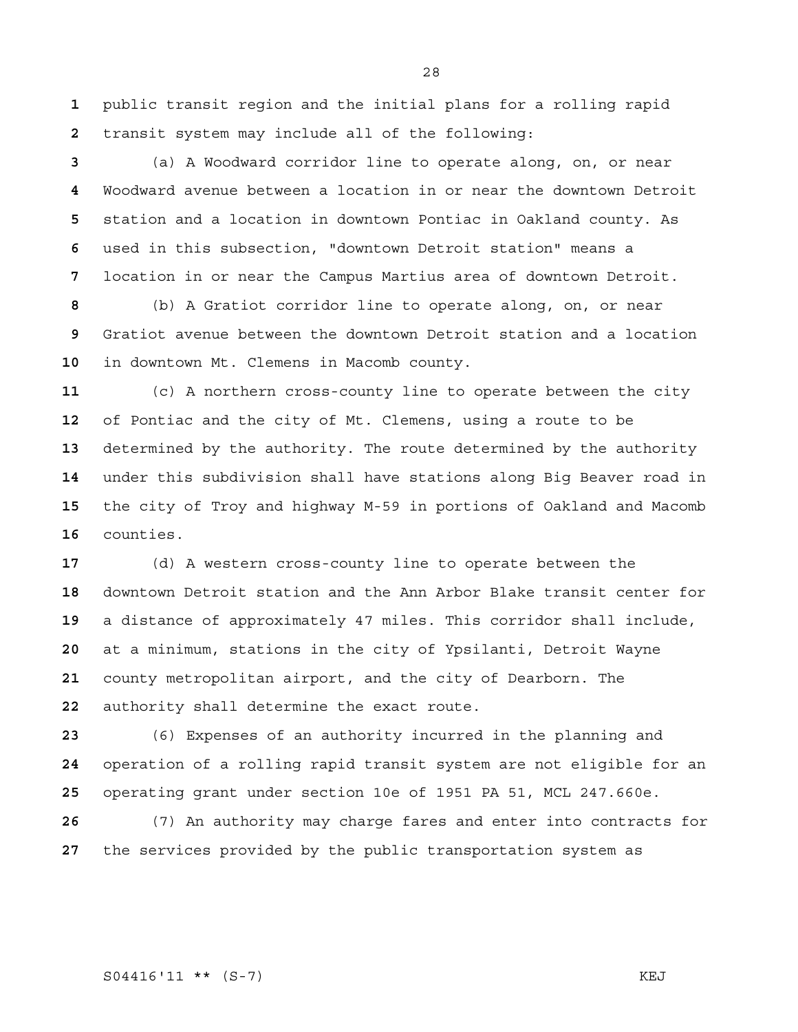public transit region and the initial plans for a rolling rapid transit system may include all of the following:

(a) A Woodward corridor line to operate along, on, or near Woodward avenue between a location in or near the downtown Detroit station and a location in downtown Pontiac in Oakland county. As used in this subsection, "downtown Detroit station" means a location in or near the Campus Martius area of downtown Detroit.

(b) A Gratiot corridor line to operate along, on, or near Gratiot avenue between the downtown Detroit station and a location in downtown Mt. Clemens in Macomb county.

(c) A northern cross-county line to operate between the city of Pontiac and the city of Mt. Clemens, using a route to be determined by the authority. The route determined by the authority under this subdivision shall have stations along Big Beaver road in the city of Troy and highway M-59 in portions of Oakland and Macomb counties.

(d) A western cross-county line to operate between the downtown Detroit station and the Ann Arbor Blake transit center for a distance of approximately 47 miles. This corridor shall include, at a minimum, stations in the city of Ypsilanti, Detroit Wayne county metropolitan airport, and the city of Dearborn. The authority shall determine the exact route.

(6) Expenses of an authority incurred in the planning and operation of a rolling rapid transit system are not eligible for an operating grant under section 10e of 1951 PA 51, MCL 247.660e.

(7) An authority may charge fares and enter into contracts for the services provided by the public transportation system as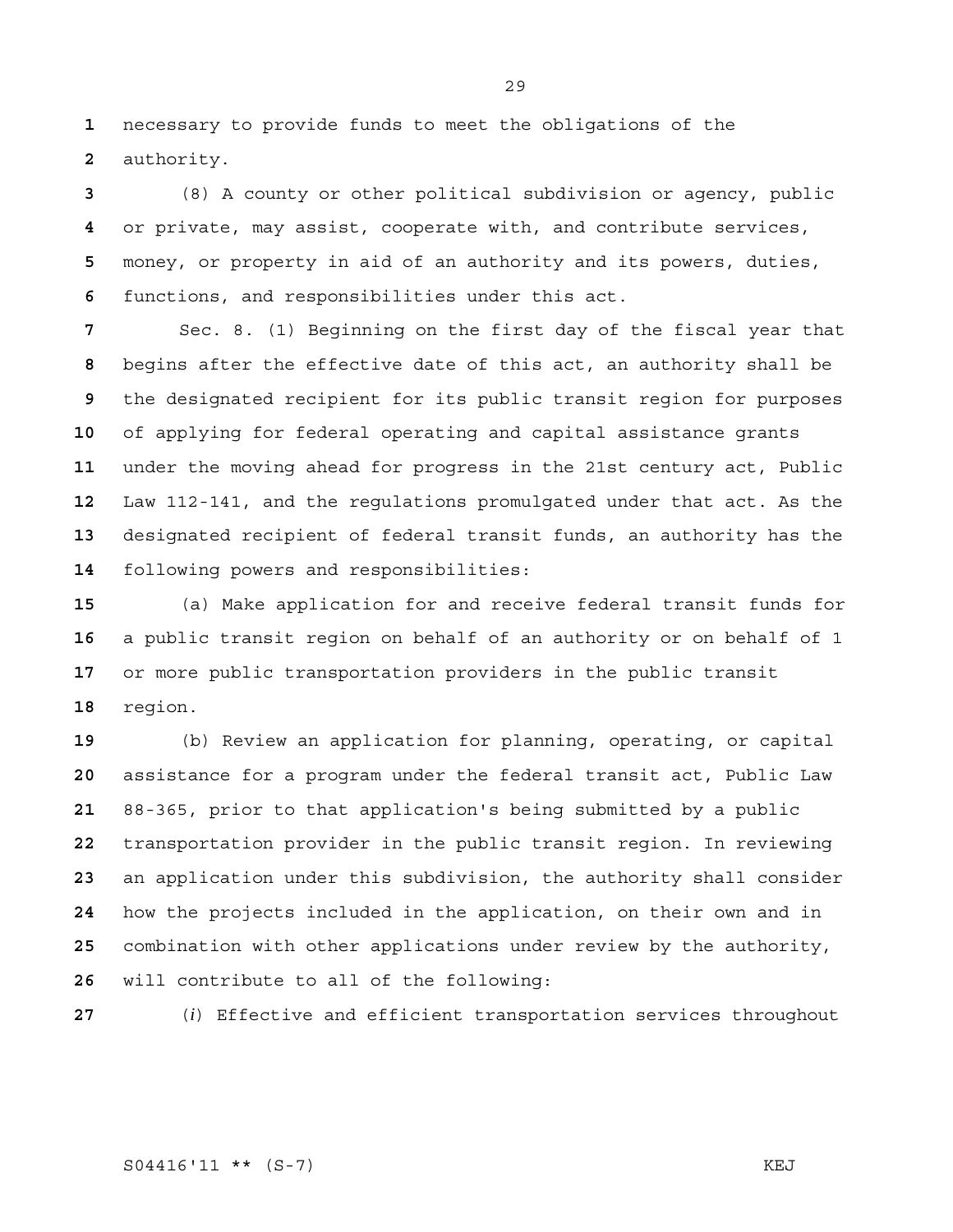necessary to provide funds to meet the obligations of the authority.

(8) A county or other political subdivision or agency, public or private, may assist, cooperate with, and contribute services, money, or property in aid of an authority and its powers, duties, functions, and responsibilities under this act.

Sec. 8. (1) Beginning on the first day of the fiscal year that begins after the effective date of this act, an authority shall be the designated recipient for its public transit region for purposes of applying for federal operating and capital assistance grants under the moving ahead for progress in the 21st century act, Public Law 112-141, and the regulations promulgated under that act. As the designated recipient of federal transit funds, an authority has the following powers and responsibilities:

(a) Make application for and receive federal transit funds for a public transit region on behalf of an authority or on behalf of 1 or more public transportation providers in the public transit region.

(b) Review an application for planning, operating, or capital assistance for a program under the federal transit act, Public Law 88-365, prior to that application's being submitted by a public transportation provider in the public transit region. In reviewing an application under this subdivision, the authority shall consider how the projects included in the application, on their own and in combination with other applications under review by the authority, will contribute to all of the following:

(*i*) Effective and efficient transportation services throughout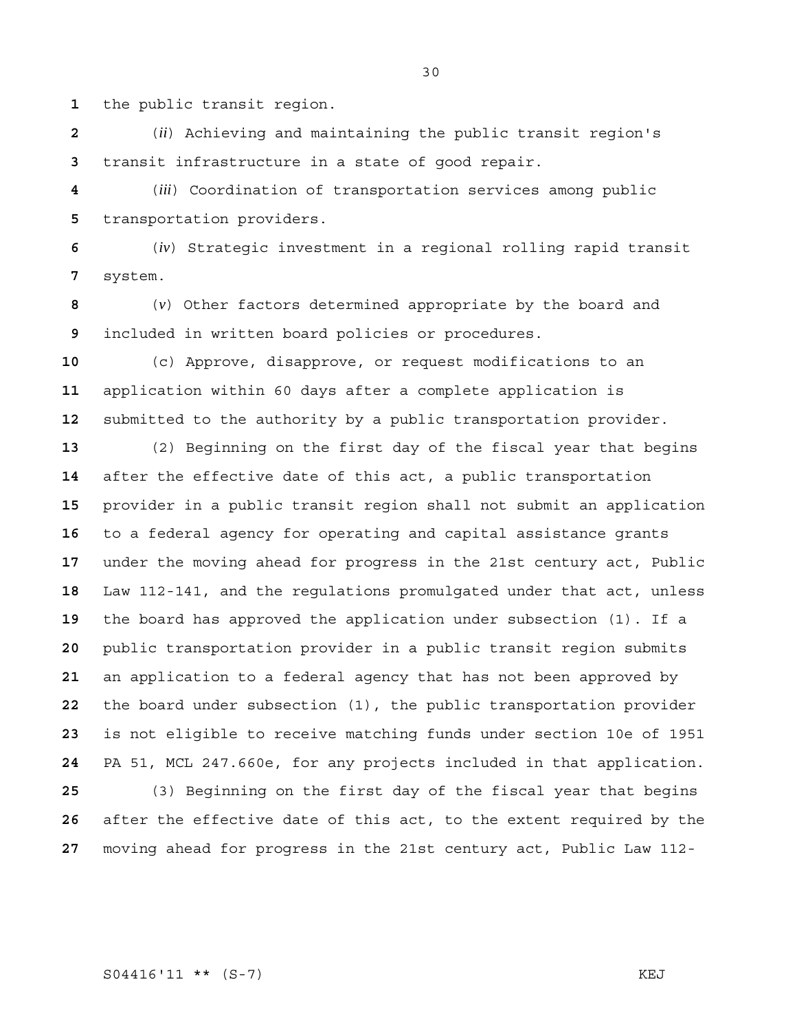the public transit region.

(*ii*) Achieving and maintaining the public transit region's transit infrastructure in a state of good repair.

(*iii*) Coordination of transportation services among public transportation providers.

(*iv*) Strategic investment in a regional rolling rapid transit system.

(*v*) Other factors determined appropriate by the board and included in written board policies or procedures.

(c) Approve, disapprove, or request modifications to an application within 60 days after a complete application is submitted to the authority by a public transportation provider.

(2) Beginning on the first day of the fiscal year that begins after the effective date of this act, a public transportation provider in a public transit region shall not submit an application to a federal agency for operating and capital assistance grants under the moving ahead for progress in the 21st century act, Public Law 112-141, and the regulations promulgated under that act, unless the board has approved the application under subsection (1). If a public transportation provider in a public transit region submits an application to a federal agency that has not been approved by the board under subsection (1), the public transportation provider is not eligible to receive matching funds under section 10e of 1951 PA 51, MCL 247.660e, for any projects included in that application.

(3) Beginning on the first day of the fiscal year that begins after the effective date of this act, to the extent required by the moving ahead for progress in the 21st century act, Public Law 112-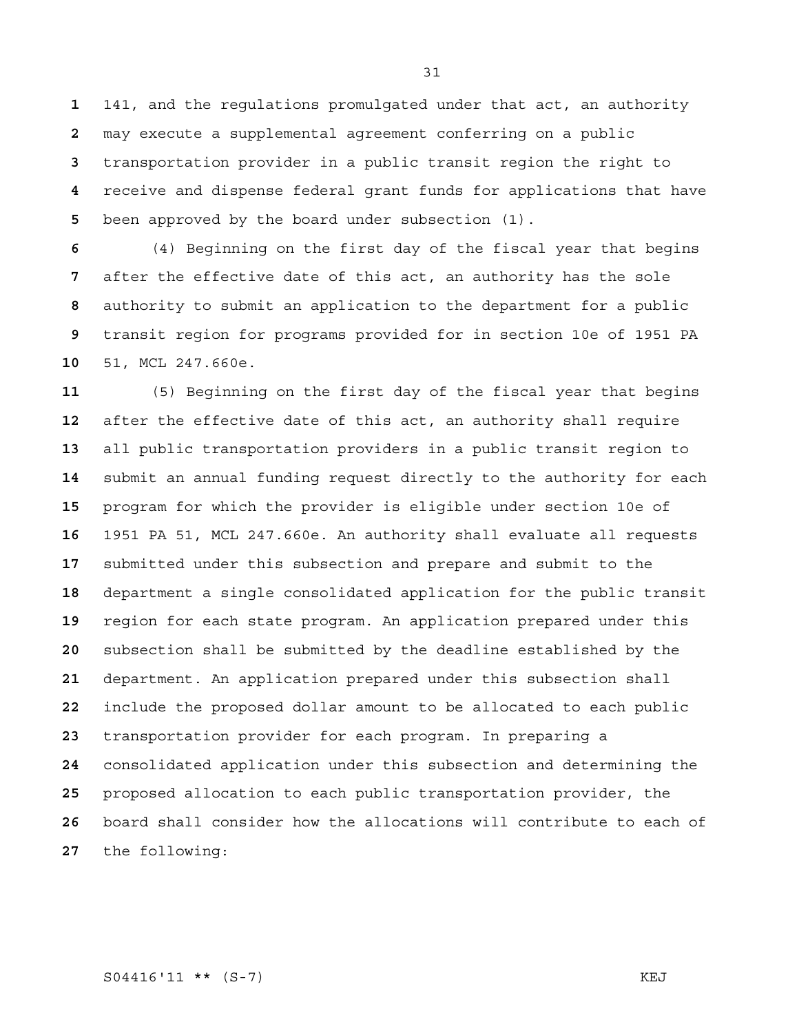141, and the regulations promulgated under that act, an authority may execute a supplemental agreement conferring on a public transportation provider in a public transit region the right to receive and dispense federal grant funds for applications that have been approved by the board under subsection (1).

(4) Beginning on the first day of the fiscal year that begins after the effective date of this act, an authority has the sole authority to submit an application to the department for a public transit region for programs provided for in section 10e of 1951 PA 51, MCL 247.660e.

(5) Beginning on the first day of the fiscal year that begins after the effective date of this act, an authority shall require all public transportation providers in a public transit region to submit an annual funding request directly to the authority for each program for which the provider is eligible under section 10e of 1951 PA 51, MCL 247.660e. An authority shall evaluate all requests submitted under this subsection and prepare and submit to the department a single consolidated application for the public transit region for each state program. An application prepared under this subsection shall be submitted by the deadline established by the department. An application prepared under this subsection shall include the proposed dollar amount to be allocated to each public transportation provider for each program. In preparing a consolidated application under this subsection and determining the proposed allocation to each public transportation provider, the board shall consider how the allocations will contribute to each of the following: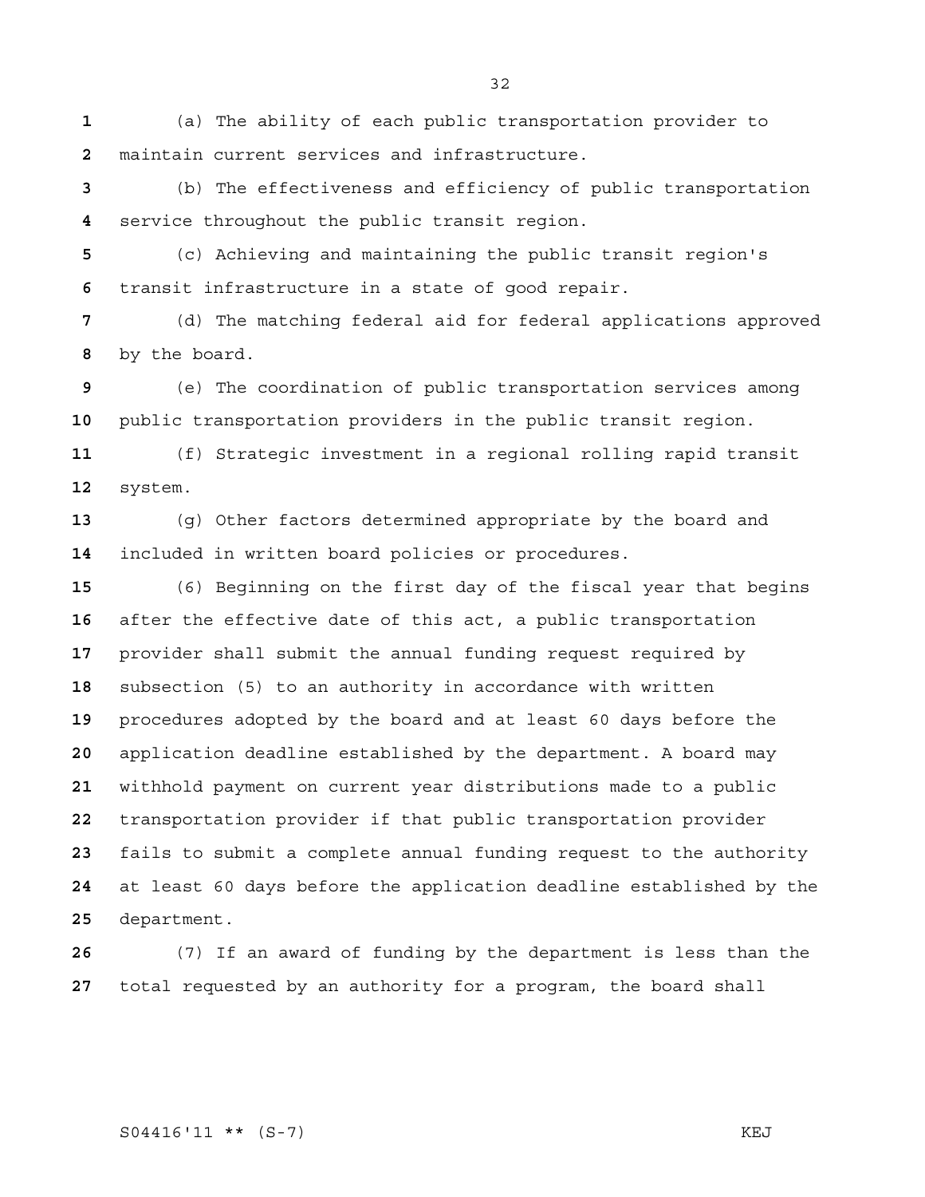(a) The ability of each public transportation provider to maintain current services and infrastructure.

(b) The effectiveness and efficiency of public transportation service throughout the public transit region.

(c) Achieving and maintaining the public transit region's transit infrastructure in a state of good repair.

(d) The matching federal aid for federal applications approved by the board.

(e) The coordination of public transportation services among public transportation providers in the public transit region.

(f) Strategic investment in a regional rolling rapid transit system.

(g) Other factors determined appropriate by the board and included in written board policies or procedures.

(6) Beginning on the first day of the fiscal year that begins after the effective date of this act, a public transportation provider shall submit the annual funding request required by subsection (5) to an authority in accordance with written procedures adopted by the board and at least 60 days before the application deadline established by the department. A board may withhold payment on current year distributions made to a public transportation provider if that public transportation provider fails to submit a complete annual funding request to the authority at least 60 days before the application deadline established by the department.

(7) If an award of funding by the department is less than the total requested by an authority for a program, the board shall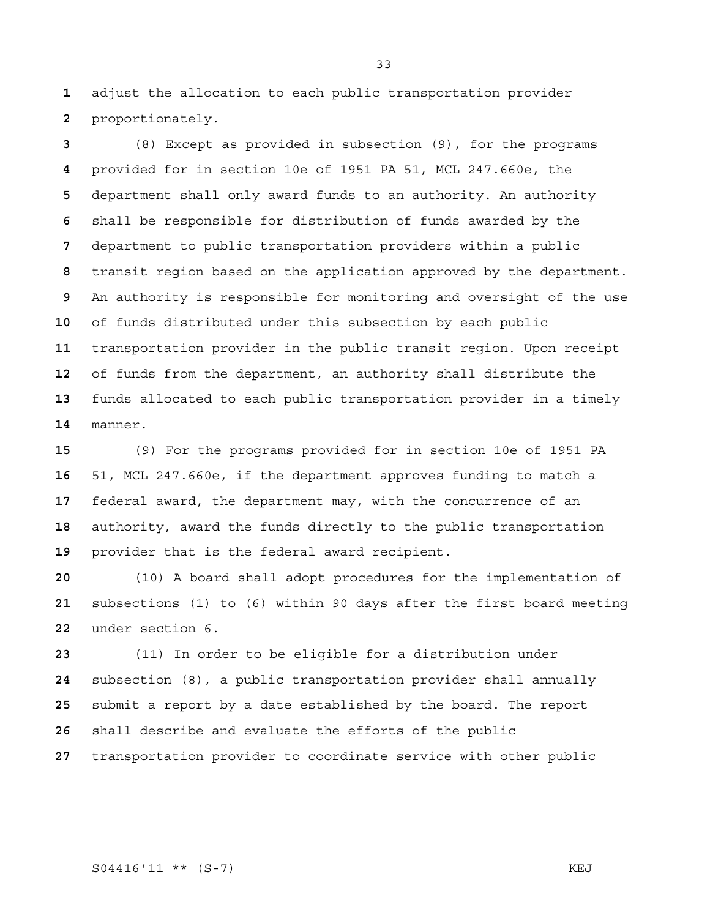adjust the allocation to each public transportation provider proportionately.

(8) Except as provided in subsection (9), for the programs provided for in section 10e of 1951 PA 51, MCL 247.660e, the department shall only award funds to an authority. An authority shall be responsible for distribution of funds awarded by the department to public transportation providers within a public transit region based on the application approved by the department. An authority is responsible for monitoring and oversight of the use of funds distributed under this subsection by each public transportation provider in the public transit region. Upon receipt of funds from the department, an authority shall distribute the funds allocated to each public transportation provider in a timely manner.

(9) For the programs provided for in section 10e of 1951 PA 51, MCL 247.660e, if the department approves funding to match a federal award, the department may, with the concurrence of an authority, award the funds directly to the public transportation provider that is the federal award recipient.

(10) A board shall adopt procedures for the implementation of subsections (1) to (6) within 90 days after the first board meeting under section 6.

(11) In order to be eligible for a distribution under subsection (8), a public transportation provider shall annually submit a report by a date established by the board. The report shall describe and evaluate the efforts of the public transportation provider to coordinate service with other public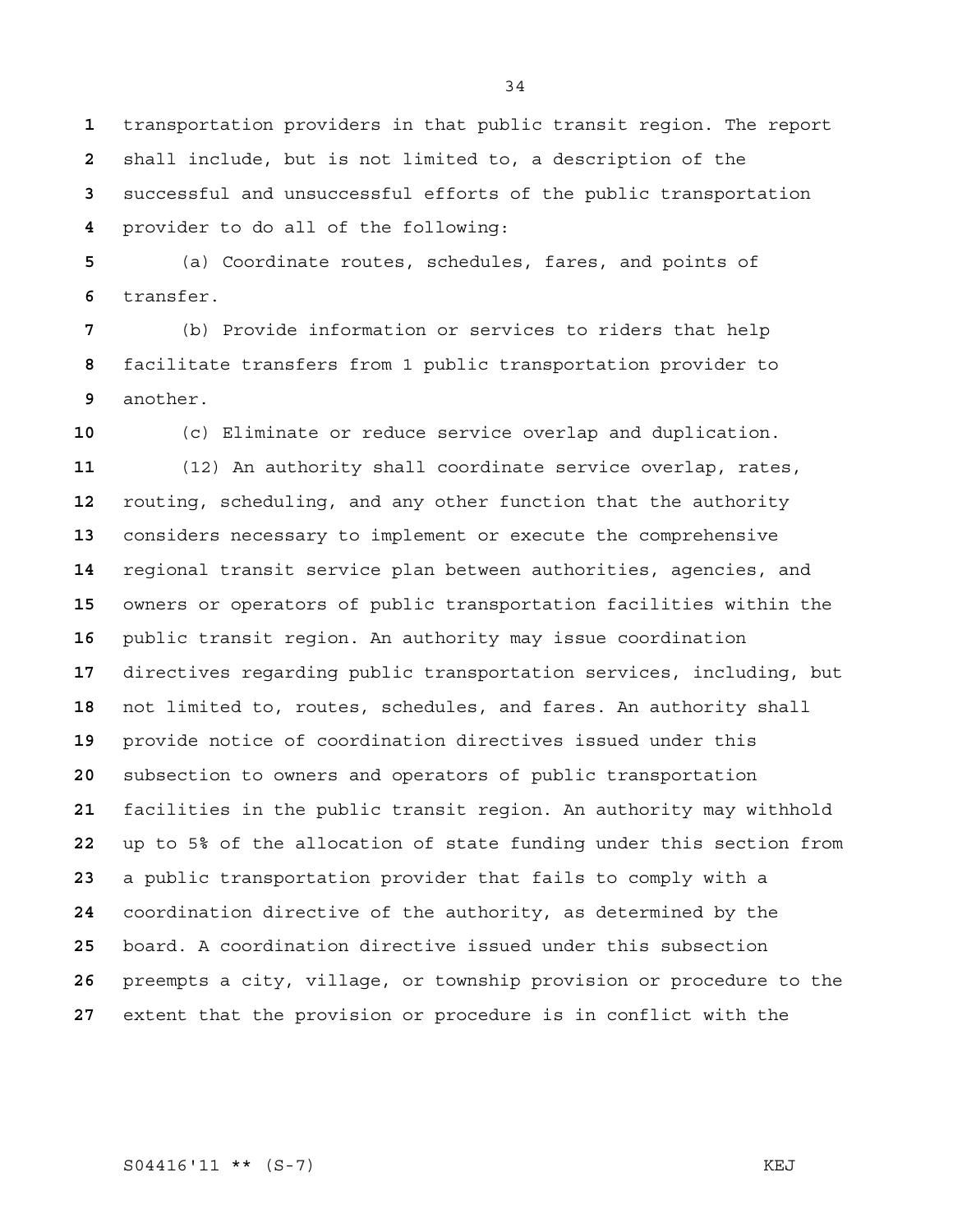transportation providers in that public transit region. The report shall include, but is not limited to, a description of the successful and unsuccessful efforts of the public transportation provider to do all of the following:

(a) Coordinate routes, schedules, fares, and points of transfer.

(b) Provide information or services to riders that help facilitate transfers from 1 public transportation provider to another.

(c) Eliminate or reduce service overlap and duplication.

(12) An authority shall coordinate service overlap, rates, routing, scheduling, and any other function that the authority considers necessary to implement or execute the comprehensive regional transit service plan between authorities, agencies, and owners or operators of public transportation facilities within the public transit region. An authority may issue coordination directives regarding public transportation services, including, but not limited to, routes, schedules, and fares. An authority shall provide notice of coordination directives issued under this subsection to owners and operators of public transportation facilities in the public transit region. An authority may withhold up to 5% of the allocation of state funding under this section from a public transportation provider that fails to comply with a coordination directive of the authority, as determined by the board. A coordination directive issued under this subsection preempts a city, village, or township provision or procedure to the extent that the provision or procedure is in conflict with the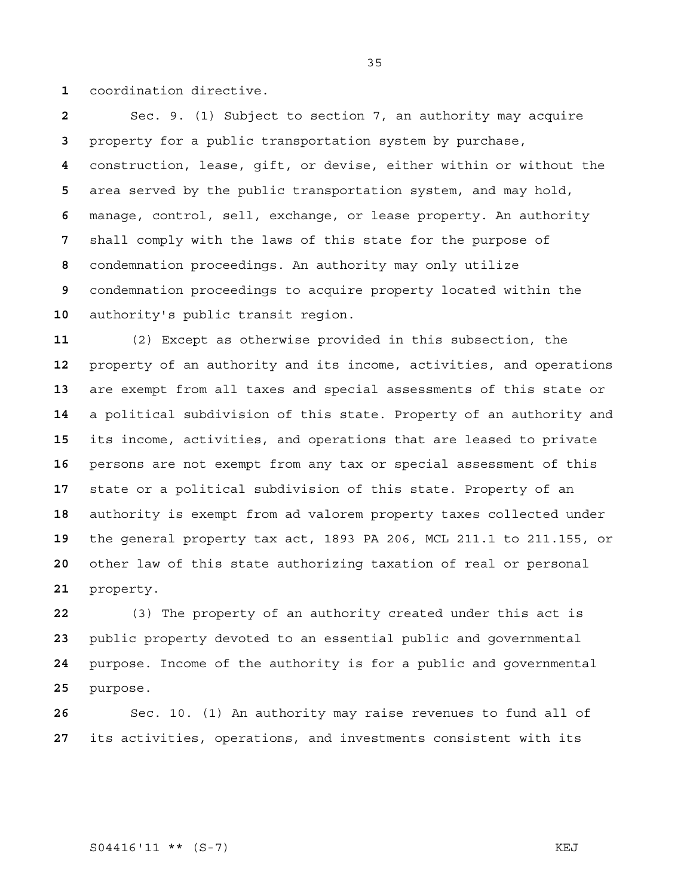coordination directive.

Sec. 9. (1) Subject to section 7, an authority may acquire property for a public transportation system by purchase, construction, lease, gift, or devise, either within or without the area served by the public transportation system, and may hold, manage, control, sell, exchange, or lease property. An authority shall comply with the laws of this state for the purpose of condemnation proceedings. An authority may only utilize condemnation proceedings to acquire property located within the authority's public transit region.

(2) Except as otherwise provided in this subsection, the property of an authority and its income, activities, and operations are exempt from all taxes and special assessments of this state or a political subdivision of this state. Property of an authority and its income, activities, and operations that are leased to private persons are not exempt from any tax or special assessment of this state or a political subdivision of this state. Property of an authority is exempt from ad valorem property taxes collected under the general property tax act, 1893 PA 206, MCL 211.1 to 211.155, or other law of this state authorizing taxation of real or personal property.

(3) The property of an authority created under this act is public property devoted to an essential public and governmental purpose. Income of the authority is for a public and governmental purpose.

Sec. 10. (1) An authority may raise revenues to fund all of its activities, operations, and investments consistent with its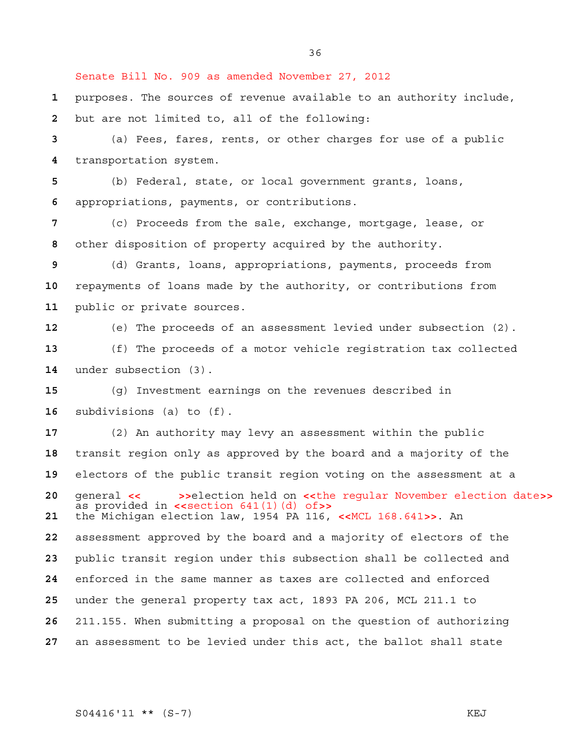Senate Bill No. 909 as amended November 27, 2012

purposes. The sources of revenue available to an authority include, but are not limited to, all of the following:

(a) Fees, fares, rents, or other charges for use of a public transportation system.

(b) Federal, state, or local government grants, loans, appropriations, payments, or contributions.

(c) Proceeds from the sale, exchange, mortgage, lease, or other disposition of property acquired by the authority.

(d) Grants, loans, appropriations, payments, proceeds from repayments of loans made by the authority, or contributions from public or private sources.

(e) The proceeds of an assessment levied under subsection (2).

(f) The proceeds of a motor vehicle registration tax collected under subsection (3).

(g) Investment earnings on the revenues described in subdivisions (a) to (f).

(2) An authority may levy an assessment within the public transit region only as approved by the board and a majority of the electors of the public transit region voting on the assessment at a general << >>election held on <<the regular November election date>> as provided in <<section 641(1)(d) of>> the Michigan election law, 1954 PA 116, <<MCL 168.641>>. An assessment approved by the board and a majority of electors of the public transit region under this subsection shall be collected and enforced in the same manner as taxes are collected and enforced under the general property tax act, 1893 PA 206, MCL 211.1 to 211.155. When submitting a proposal on the question of authorizing an assessment to be levied under this act, the ballot shall state

S04416'11 ** (S-7) KEJ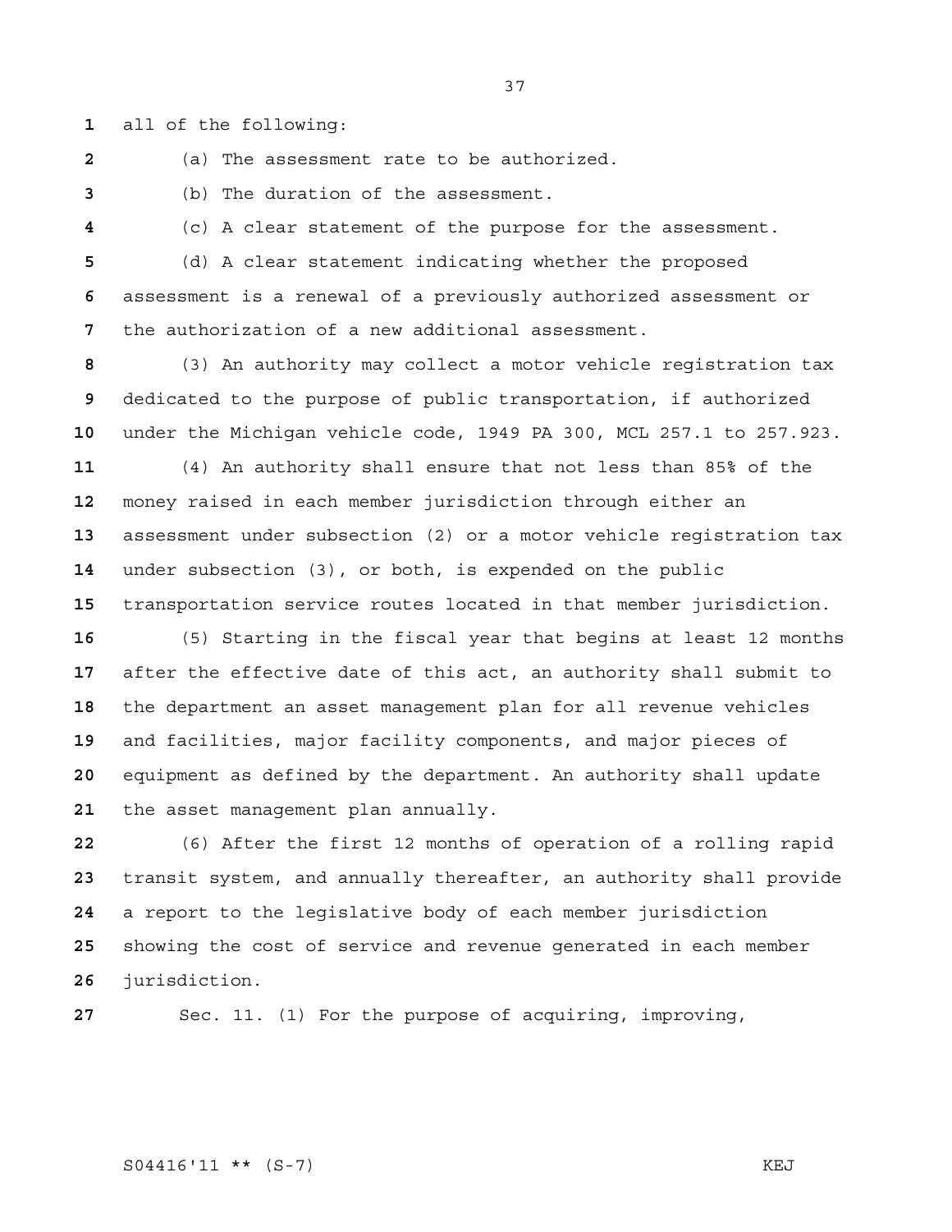all of the following:

(a) The assessment rate to be authorized.

(b) The duration of the assessment.

(c) A clear statement of the purpose for the assessment.

(d) A clear statement indicating whether the proposed assessment is a renewal of a previously authorized assessment or the authorization of a new additional assessment.

(3) An authority may collect a motor vehicle registration tax dedicated to the purpose of public transportation, if authorized under the Michigan vehicle code, 1949 PA 300, MCL 257.1 to 257.923.

(4) An authority shall ensure that not less than 85% of the money raised in each member jurisdiction through either an assessment under subsection (2) or a motor vehicle registration tax under subsection (3), or both, is expended on the public transportation service routes located in that member jurisdiction.

(5) Starting in the fiscal year that begins at least 12 months after the effective date of this act, an authority shall submit to the department an asset management plan for all revenue vehicles and facilities, major facility components, and major pieces of equipment as defined by the department. An authority shall update the asset management plan annually.

(6) After the first 12 months of operation of a rolling rapid transit system, and annually thereafter, an authority shall provide a report to the legislative body of each member jurisdiction showing the cost of service and revenue generated in each member jurisdiction.

Sec. 11. (1) For the purpose of acquiring, improving,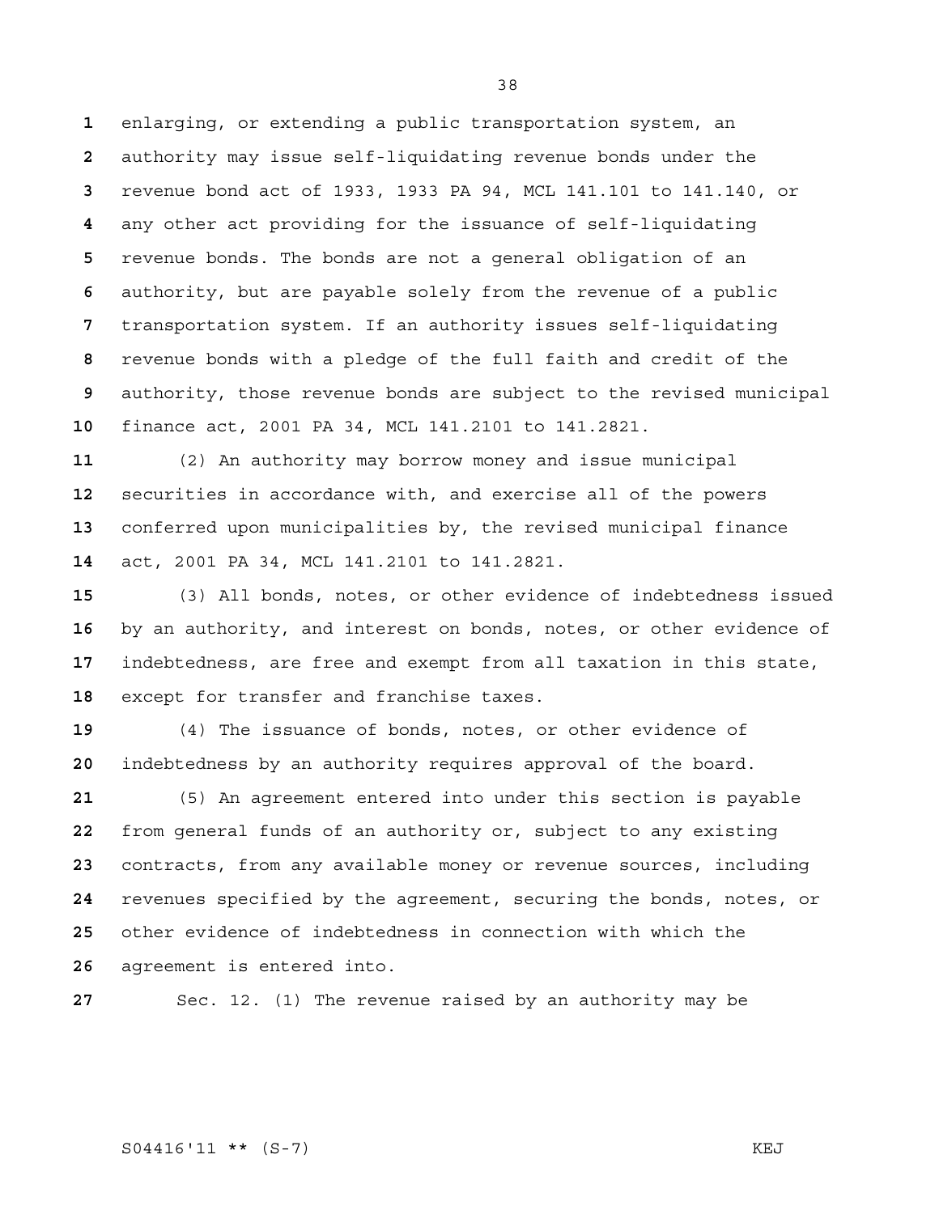enlarging, or extending a public transportation system, an authority may issue self-liquidating revenue bonds under the revenue bond act of 1933, 1933 PA 94, MCL 141.101 to 141.140, or any other act providing for the issuance of self-liquidating revenue bonds. The bonds are not a general obligation of an authority, but are payable solely from the revenue of a public transportation system. If an authority issues self-liquidating revenue bonds with a pledge of the full faith and credit of the authority, those revenue bonds are subject to the revised municipal finance act, 2001 PA 34, MCL 141.2101 to 141.2821.

(2) An authority may borrow money and issue municipal securities in accordance with, and exercise all of the powers conferred upon municipalities by, the revised municipal finance act, 2001 PA 34, MCL 141.2101 to 141.2821.

(3) All bonds, notes, or other evidence of indebtedness issued by an authority, and interest on bonds, notes, or other evidence of indebtedness, are free and exempt from all taxation in this state, except for transfer and franchise taxes.

(4) The issuance of bonds, notes, or other evidence of indebtedness by an authority requires approval of the board.

(5) An agreement entered into under this section is payable from general funds of an authority or, subject to any existing contracts, from any available money or revenue sources, including revenues specified by the agreement, securing the bonds, notes, or other evidence of indebtedness in connection with which the agreement is entered into.

Sec. 12. (1) The revenue raised by an authority may be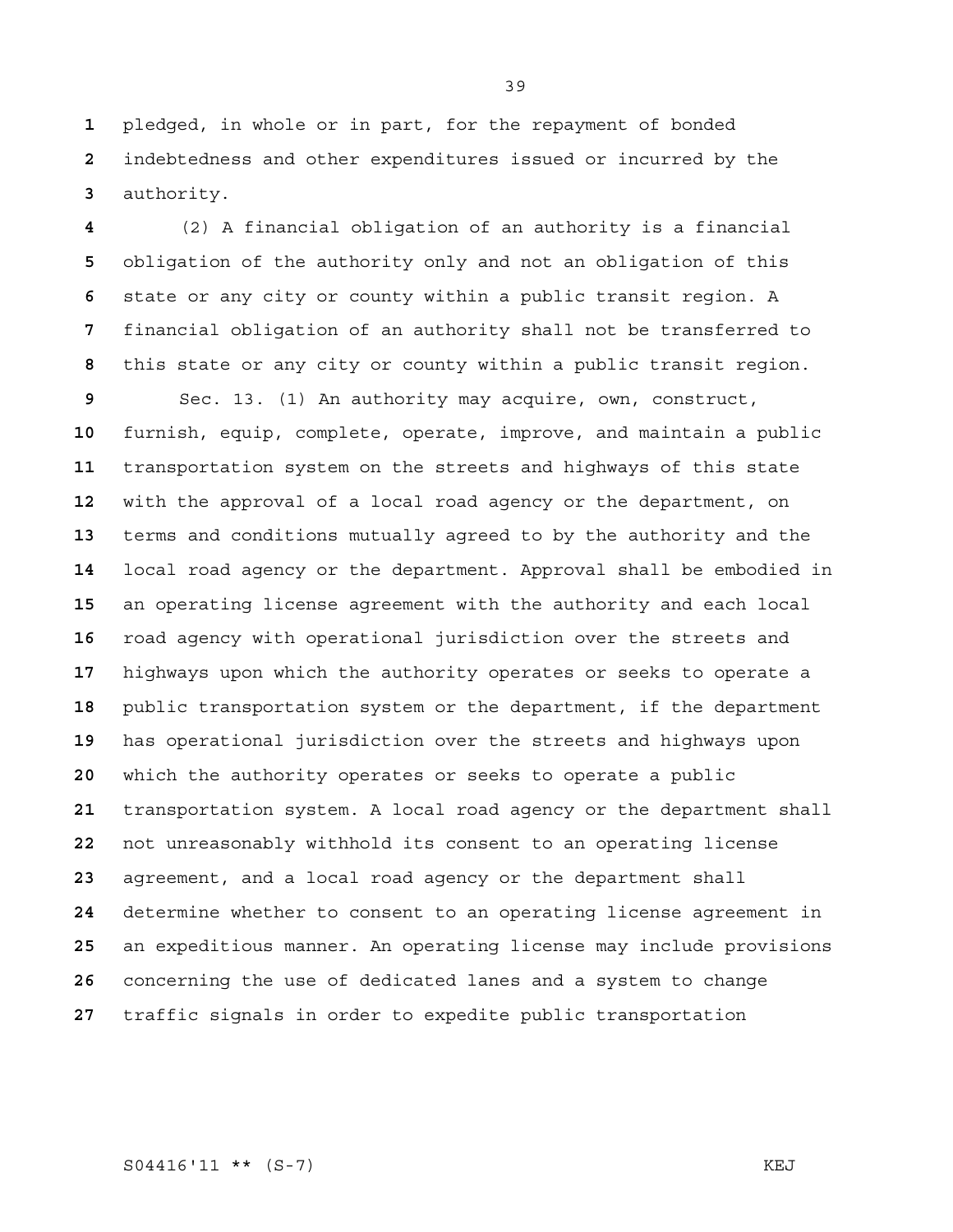pledged, in whole or in part, for the repayment of bonded indebtedness and other expenditures issued or incurred by the authority.

(2) A financial obligation of an authority is a financial obligation of the authority only and not an obligation of this state or any city or county within a public transit region. A financial obligation of an authority shall not be transferred to this state or any city or county within a public transit region.

Sec. 13. (1) An authority may acquire, own, construct, furnish, equip, complete, operate, improve, and maintain a public transportation system on the streets and highways of this state with the approval of a local road agency or the department, on terms and conditions mutually agreed to by the authority and the local road agency or the department. Approval shall be embodied in an operating license agreement with the authority and each local road agency with operational jurisdiction over the streets and highways upon which the authority operates or seeks to operate a public transportation system or the department, if the department has operational jurisdiction over the streets and highways upon which the authority operates or seeks to operate a public transportation system. A local road agency or the department shall not unreasonably withhold its consent to an operating license agreement, and a local road agency or the department shall determine whether to consent to an operating license agreement in an expeditious manner. An operating license may include provisions concerning the use of dedicated lanes and a system to change traffic signals in order to expedite public transportation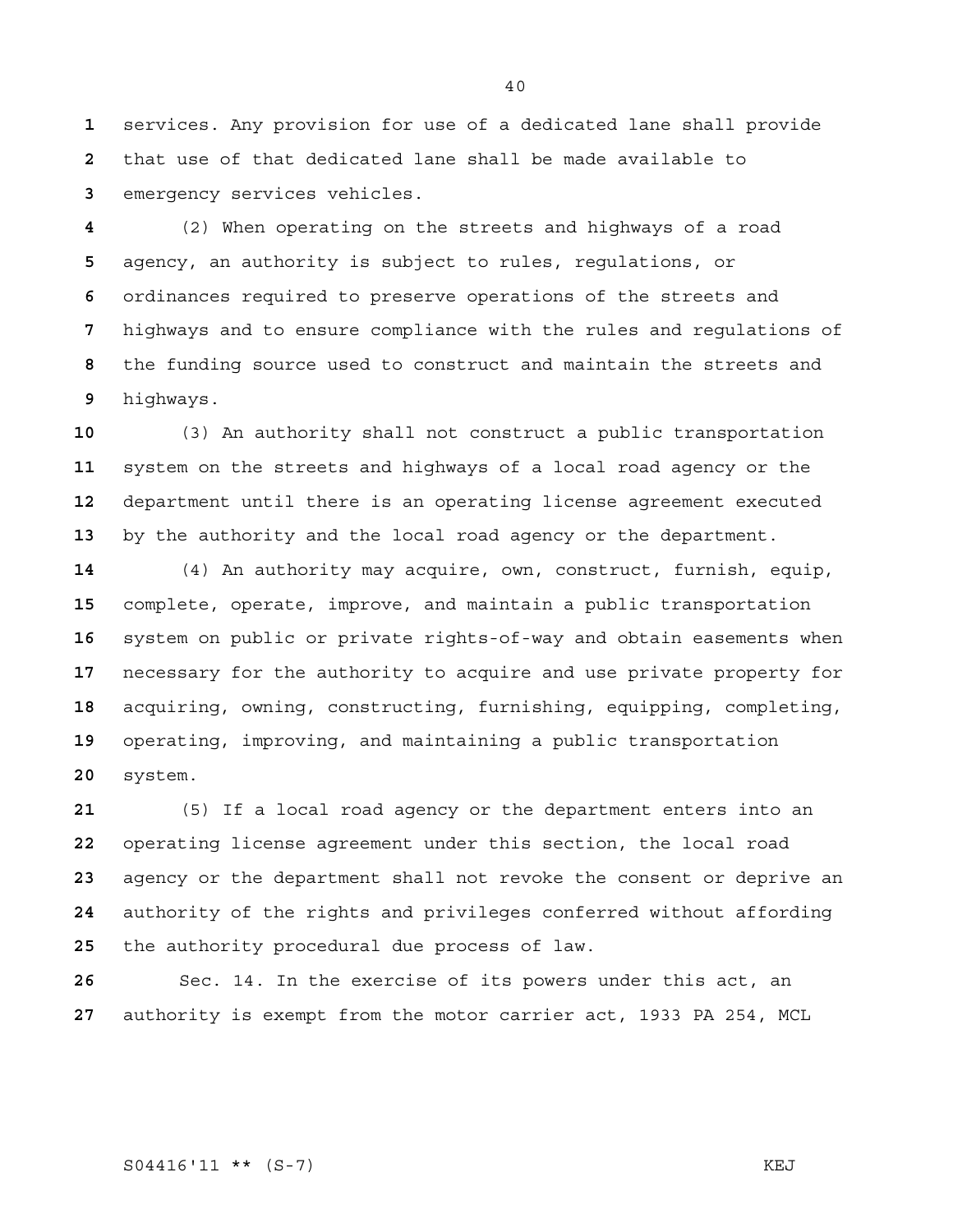services. Any provision for use of a dedicated lane shall provide that use of that dedicated lane shall be made available to emergency services vehicles.

(2) When operating on the streets and highways of a road agency, an authority is subject to rules, regulations, or ordinances required to preserve operations of the streets and highways and to ensure compliance with the rules and regulations of the funding source used to construct and maintain the streets and highways.

(3) An authority shall not construct a public transportation system on the streets and highways of a local road agency or the department until there is an operating license agreement executed by the authority and the local road agency or the department.

(4) An authority may acquire, own, construct, furnish, equip, complete, operate, improve, and maintain a public transportation system on public or private rights-of-way and obtain easements when necessary for the authority to acquire and use private property for acquiring, owning, constructing, furnishing, equipping, completing, operating, improving, and maintaining a public transportation system.

(5) If a local road agency or the department enters into an operating license agreement under this section, the local road agency or the department shall not revoke the consent or deprive an authority of the rights and privileges conferred without affording the authority procedural due process of law.

Sec. 14. In the exercise of its powers under this act, an authority is exempt from the motor carrier act, 1933 PA 254, MCL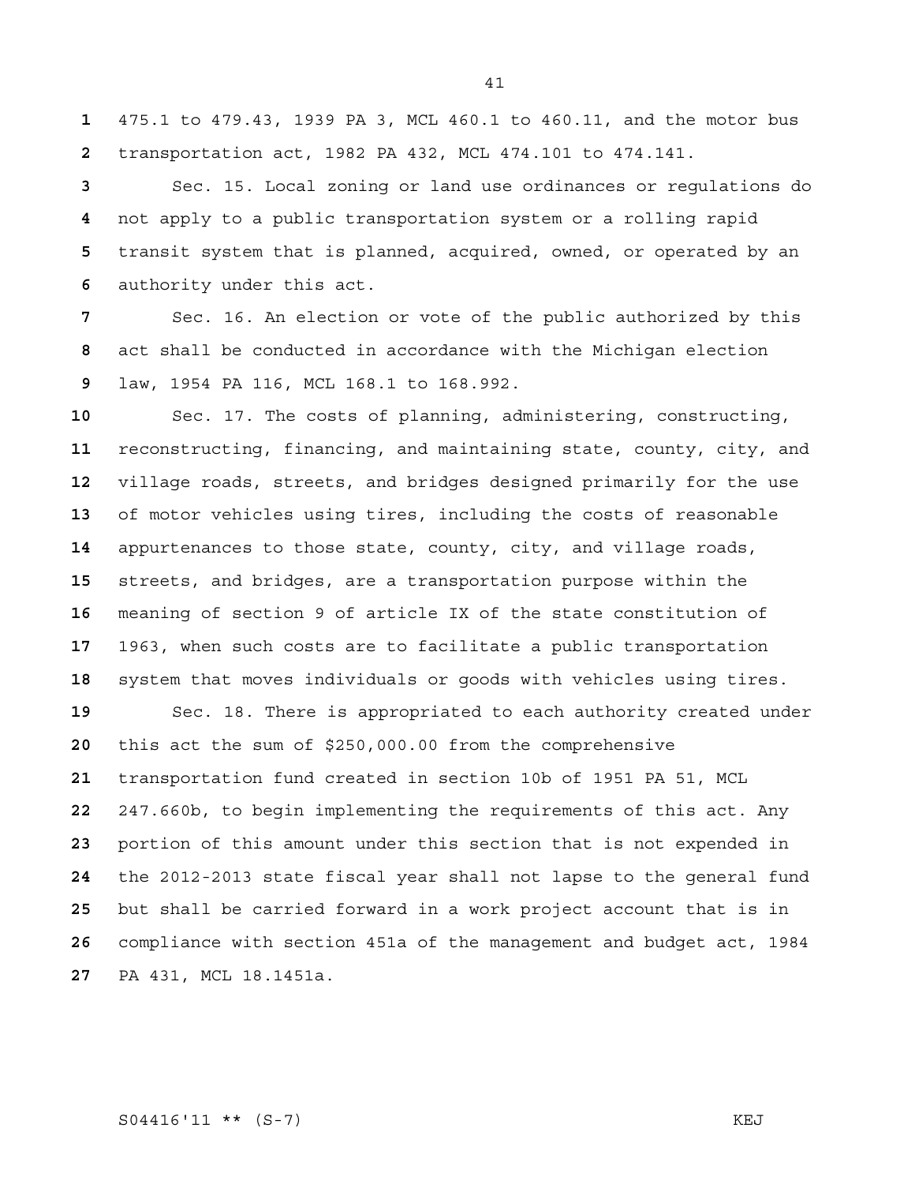475.1 to 479.43, 1939 PA 3, MCL 460.1 to 460.11, and the motor bus transportation act, 1982 PA 432, MCL 474.101 to 474.141.

Sec. 15. Local zoning or land use ordinances or regulations do not apply to a public transportation system or a rolling rapid transit system that is planned, acquired, owned, or operated by an authority under this act.

Sec. 16. An election or vote of the public authorized by this act shall be conducted in accordance with the Michigan election law, 1954 PA 116, MCL 168.1 to 168.992.

Sec. 17. The costs of planning, administering, constructing, reconstructing, financing, and maintaining state, county, city, and village roads, streets, and bridges designed primarily for the use of motor vehicles using tires, including the costs of reasonable appurtenances to those state, county, city, and village roads, streets, and bridges, are a transportation purpose within the meaning of section 9 of article IX of the state constitution of 1963, when such costs are to facilitate a public transportation system that moves individuals or goods with vehicles using tires.

Sec. 18. There is appropriated to each authority created under this act the sum of $250,000.00 from the comprehensive transportation fund created in section 10b of 1951 PA 51, MCL 247.660b, to begin implementing the requirements of this act. Any portion of this amount under this section that is not expended in the 2012-2013 state fiscal year shall not lapse to the general fund but shall be carried forward in a work project account that is in compliance with section 451a of the management and budget act, 1984 PA 431, MCL 18.1451a.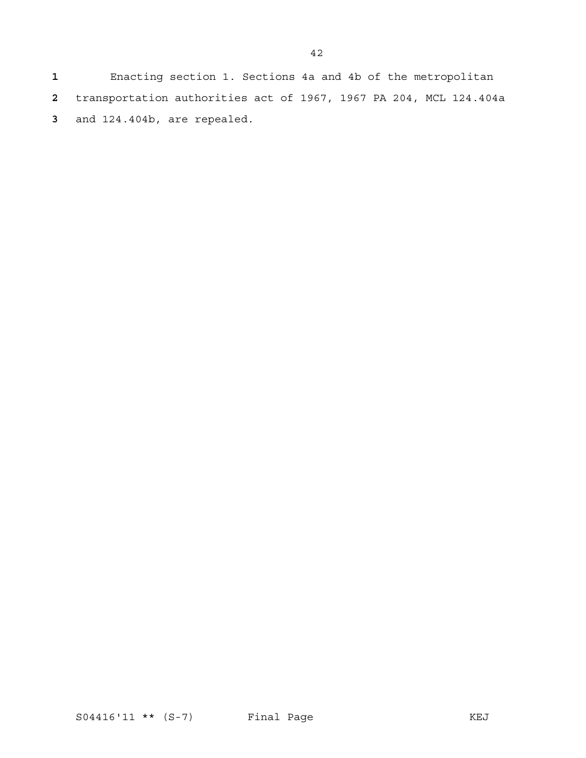Enacting section 1. Sections 4a and 4b of the metropolitan transportation authorities act of 1967, 1967 PA 204, MCL 124.404a and 124.404b, are repealed.